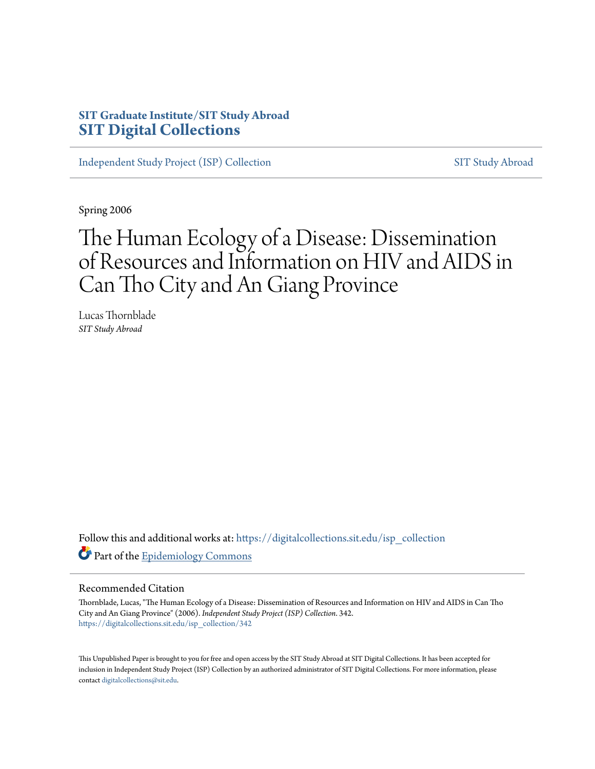SIT Graduate Institute/SIT Study Abroad
**SIT Digital Collections**

Independent Study Project (ISP) Collection | SIT Study Abroad

Spring 2006

# The Human Ecology of a Disease: Dissemination of Resources and Information on HIV and AIDS in Can Tho City and An Giang Province

Lucas Thornblade
*SIT Study Abroad*

Follow this and additional works at: https://digitalcollections.sit.edu/isp_collection

Part of the Epidemiology Commons

## Recommended Citation

Thornblade, Lucas, "The Human Ecology of a Disease: Dissemination of Resources and Information on HIV and AIDS in Can Tho City and An Giang Province" (2006). *Independent Study Project (ISP) Collection*. 342.
https://digitalcollections.sit.edu/isp_collection/342

This Unpublished Paper is brought to you for free and open access by the SIT Study Abroad at SIT Digital Collections. It has been accepted for inclusion in Independent Study Project (ISP) Collection by an authorized administrator of SIT Digital Collections. For more information, please contact digitalcollections@sit.edu.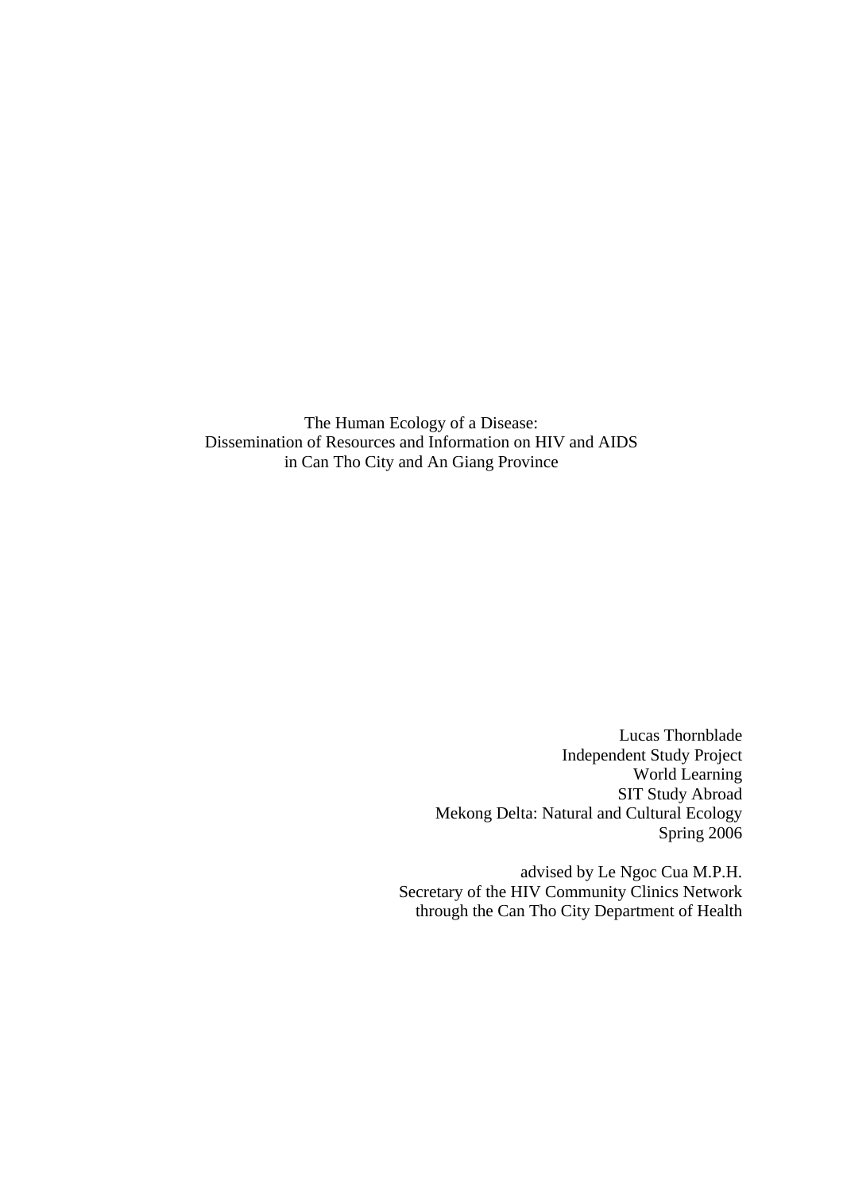# The Human Ecology of a Disease:
# Dissemination of Resources and Information on HIV and AIDS
# in Can Tho City and An Giang Province

Lucas Thornblade
Independent Study Project
World Learning
SIT Study Abroad
Mekong Delta: Natural and Cultural Ecology
Spring 2006

advised by Le Ngoc Cua M.P.H.
Secretary of the HIV Community Clinics Network
through the Can Tho City Department of Health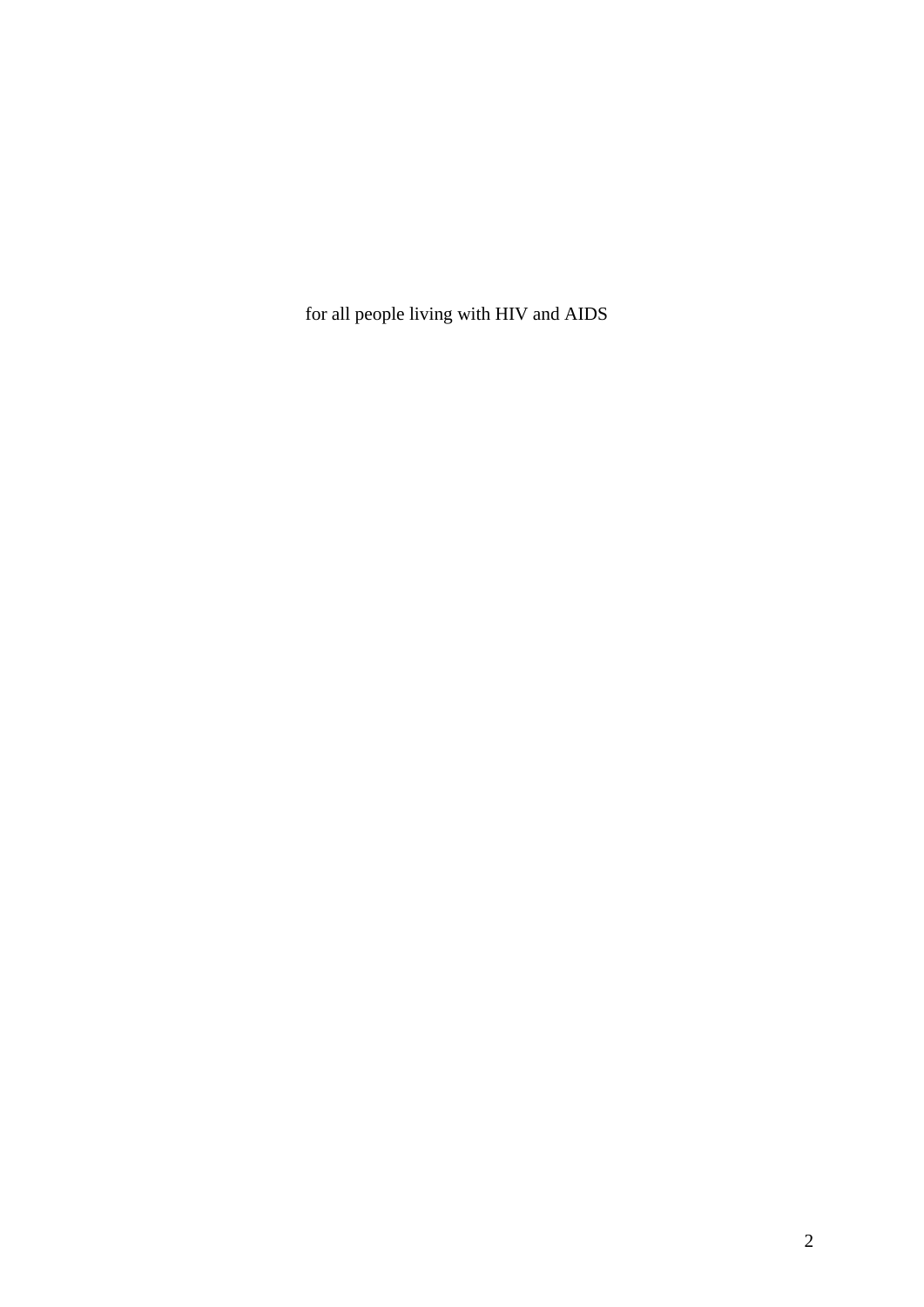for all people living with HIV and AIDS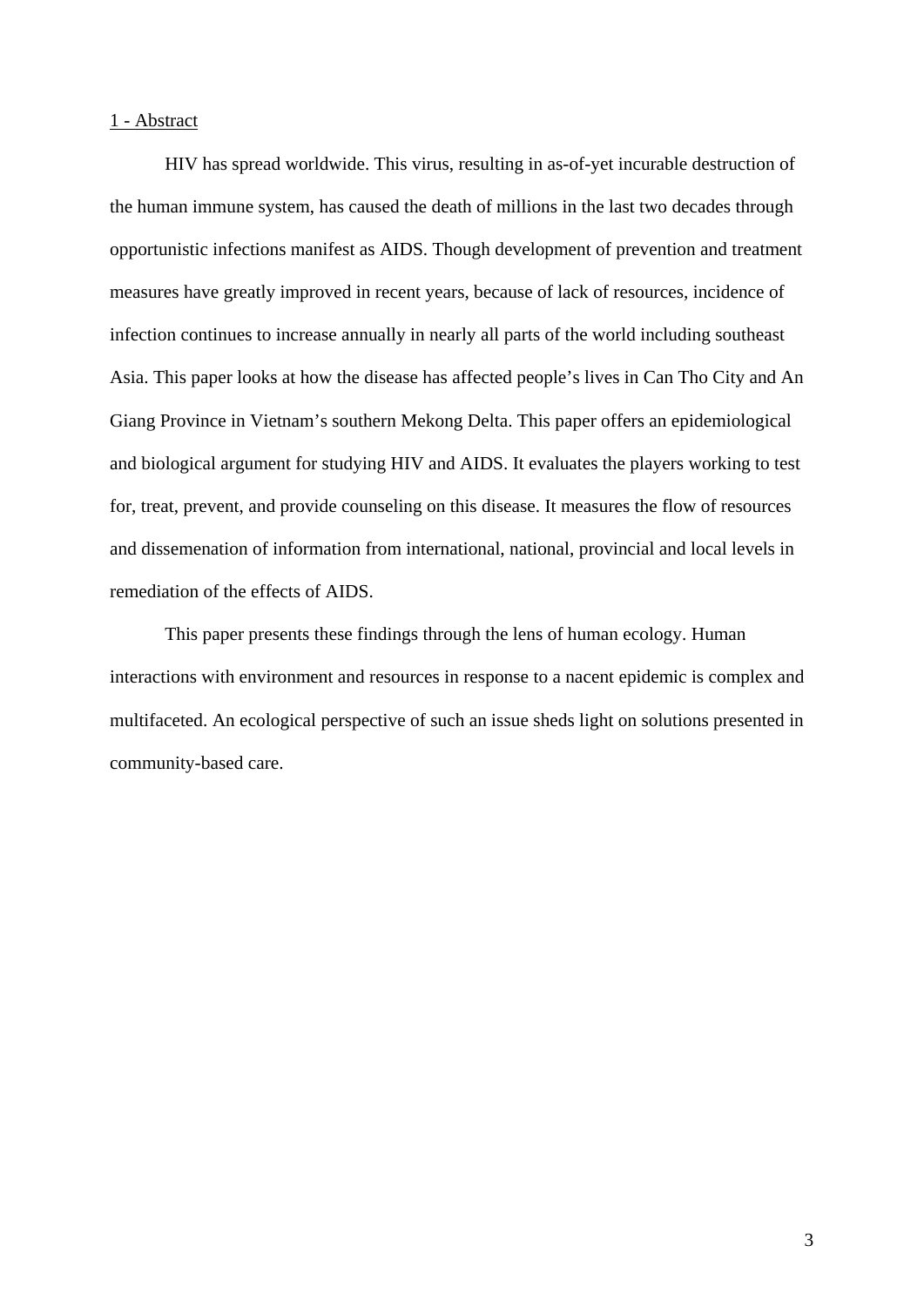## 1 - Abstract

HIV has spread worldwide. This virus, resulting in as-of-yet incurable destruction of the human immune system, has caused the death of millions in the last two decades through opportunistic infections manifest as AIDS. Though development of prevention and treatment measures have greatly improved in recent years, because of lack of resources, incidence of infection continues to increase annually in nearly all parts of the world including southeast Asia. This paper looks at how the disease has affected people's lives in Can Tho City and An Giang Province in Vietnam's southern Mekong Delta. This paper offers an epidemiological and biological argument for studying HIV and AIDS. It evaluates the players working to test for, treat, prevent, and provide counseling on this disease. It measures the flow of resources and dissemenation of information from international, national, provincial and local levels in remediation of the effects of AIDS.

This paper presents these findings through the lens of human ecology. Human interactions with environment and resources in response to a nacent epidemic is complex and multifaceted. An ecological perspective of such an issue sheds light on solutions presented in community-based care.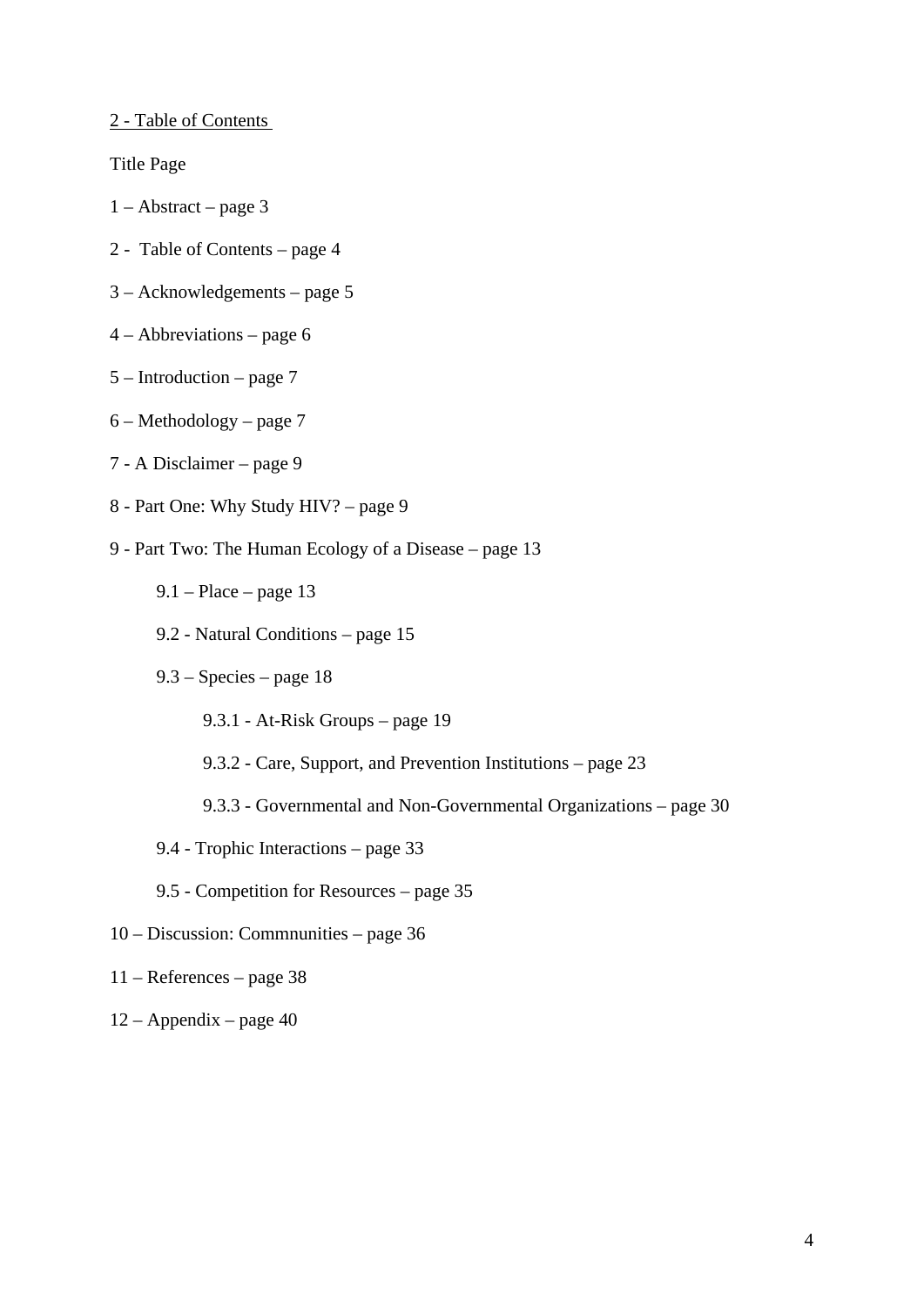## 2 - Table of Contents

Title Page

1 – Abstract – page 3

2 - Table of Contents – page 4

3 – Acknowledgements – page 5

4 – Abbreviations – page 6

5 – Introduction – page 7

6 – Methodology – page 7

7 - A Disclaimer – page 9

8 - Part One: Why Study HIV? – page 9

9 - Part Two: The Human Ecology of a Disease – page 13

- 9.1 – Place – page 13
- 9.2 - Natural Conditions – page 15
- 9.3 – Species – page 18
  - 9.3.1 - At-Risk Groups – page 19
  - 9.3.2 - Care, Support, and Prevention Institutions – page 23
  - 9.3.3 - Governmental and Non-Governmental Organizations – page 30
- 9.4 - Trophic Interactions – page 33
- 9.5 - Competition for Resources – page 35

10 – Discussion: Commnunities – page 36

11 – References – page 38

12 – Appendix – page 40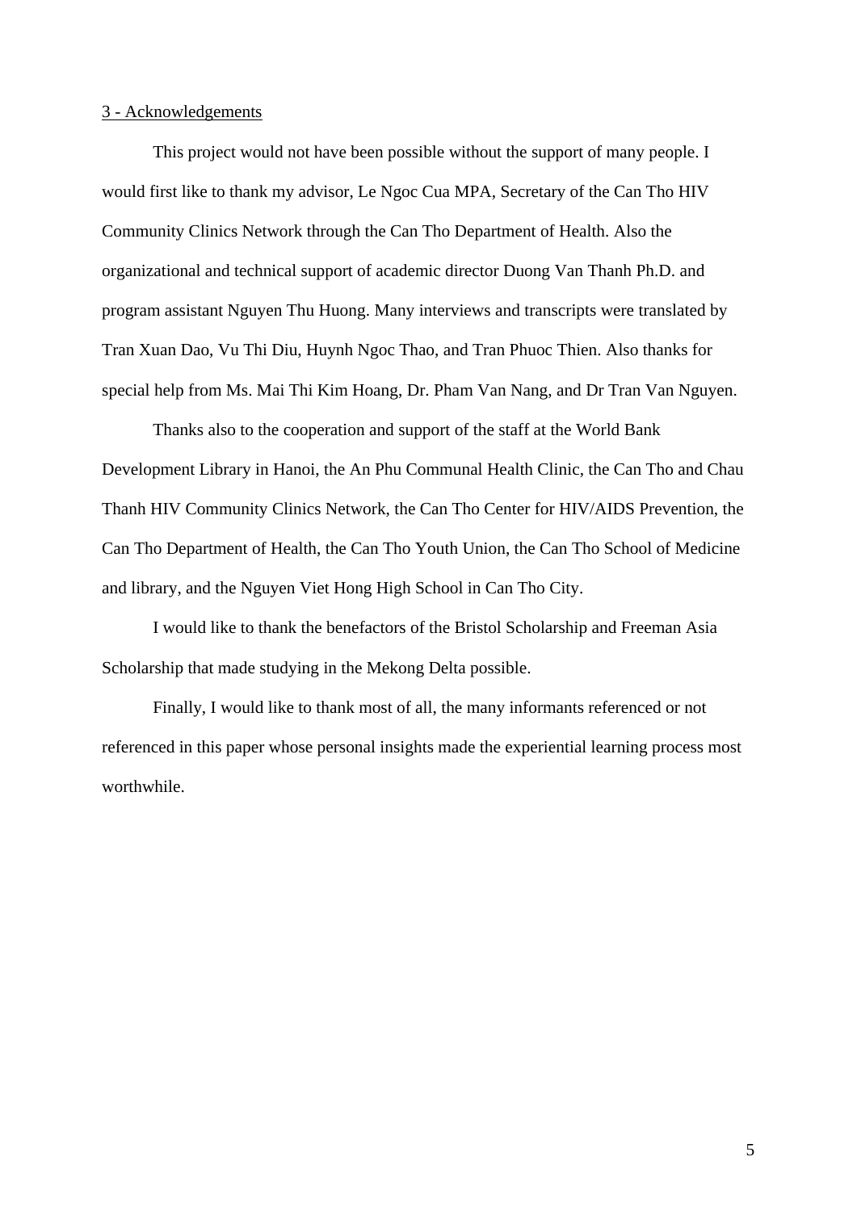## 3 - Acknowledgements

This project would not have been possible without the support of many people. I would first like to thank my advisor, Le Ngoc Cua MPA, Secretary of the Can Tho HIV Community Clinics Network through the Can Tho Department of Health. Also the organizational and technical support of academic director Duong Van Thanh Ph.D. and program assistant Nguyen Thu Huong. Many interviews and transcripts were translated by Tran Xuan Dao, Vu Thi Diu, Huynh Ngoc Thao, and Tran Phuoc Thien. Also thanks for special help from Ms. Mai Thi Kim Hoang, Dr. Pham Van Nang, and Dr Tran Van Nguyen.

Thanks also to the cooperation and support of the staff at the World Bank Development Library in Hanoi, the An Phu Communal Health Clinic, the Can Tho and Chau Thanh HIV Community Clinics Network, the Can Tho Center for HIV/AIDS Prevention, the Can Tho Department of Health, the Can Tho Youth Union, the Can Tho School of Medicine and library, and the Nguyen Viet Hong High School in Can Tho City.

I would like to thank the benefactors of the Bristol Scholarship and Freeman Asia Scholarship that made studying in the Mekong Delta possible.

Finally, I would like to thank most of all, the many informants referenced or not referenced in this paper whose personal insights made the experiential learning process most worthwhile.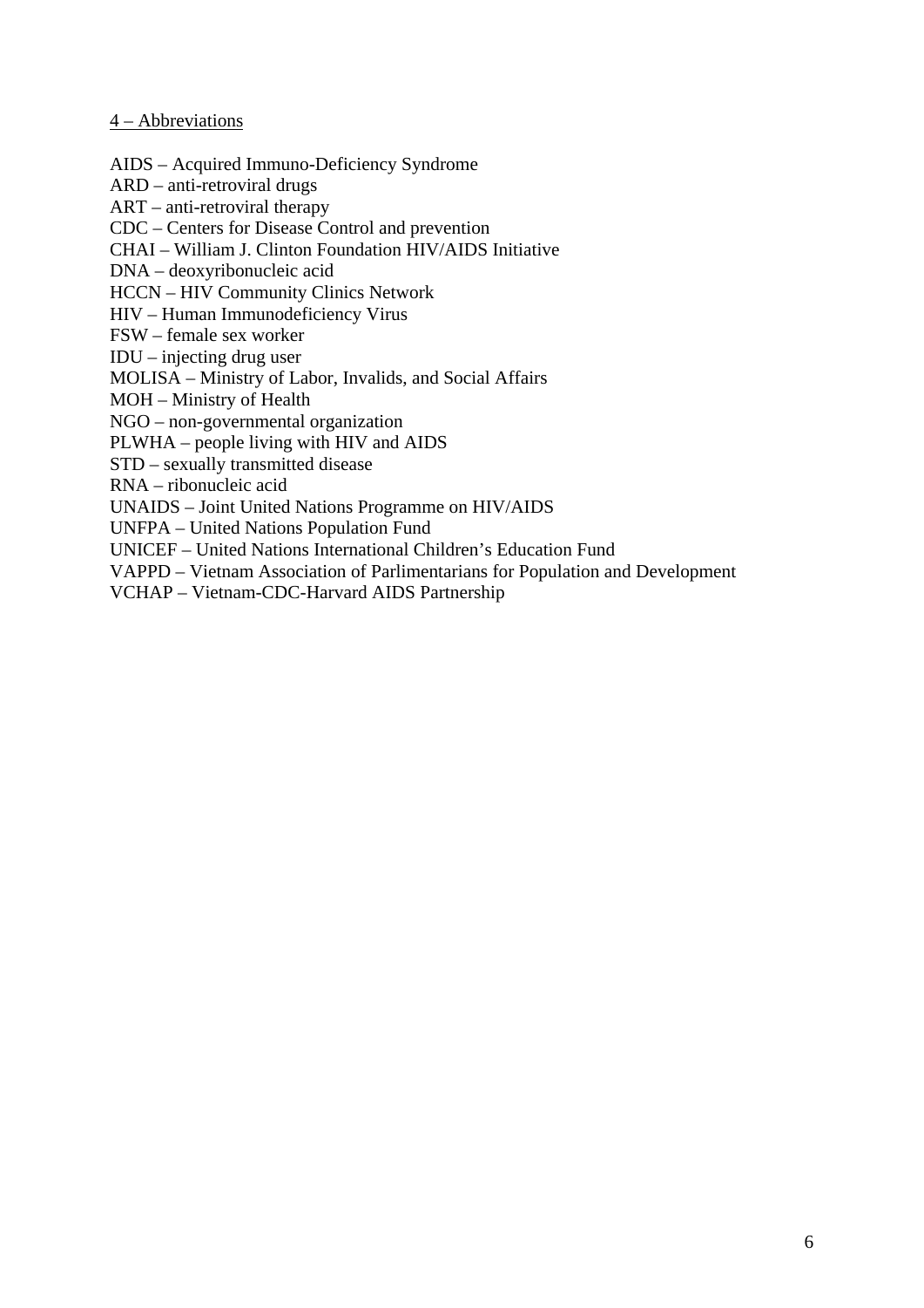4 – Abbreviations

AIDS – Acquired Immuno-Deficiency Syndrome
ARD – anti-retroviral drugs
ART – anti-retroviral therapy
CDC – Centers for Disease Control and prevention
CHAI – William J. Clinton Foundation HIV/AIDS Initiative
DNA – deoxyribonucleic acid
HCCN – HIV Community Clinics Network
HIV – Human Immunodeficiency Virus
FSW – female sex worker
IDU – injecting drug user
MOLISA – Ministry of Labor, Invalids, and Social Affairs
MOH – Ministry of Health
NGO – non-governmental organization
PLWHA – people living with HIV and AIDS
STD – sexually transmitted disease
RNA – ribonucleic acid
UNAIDS – Joint United Nations Programme on HIV/AIDS
UNFPA – United Nations Population Fund
UNICEF – United Nations International Children's Education Fund
VAPPD – Vietnam Association of Parlimentarians for Population and Development
VCHAP – Vietnam-CDC-Harvard AIDS Partnership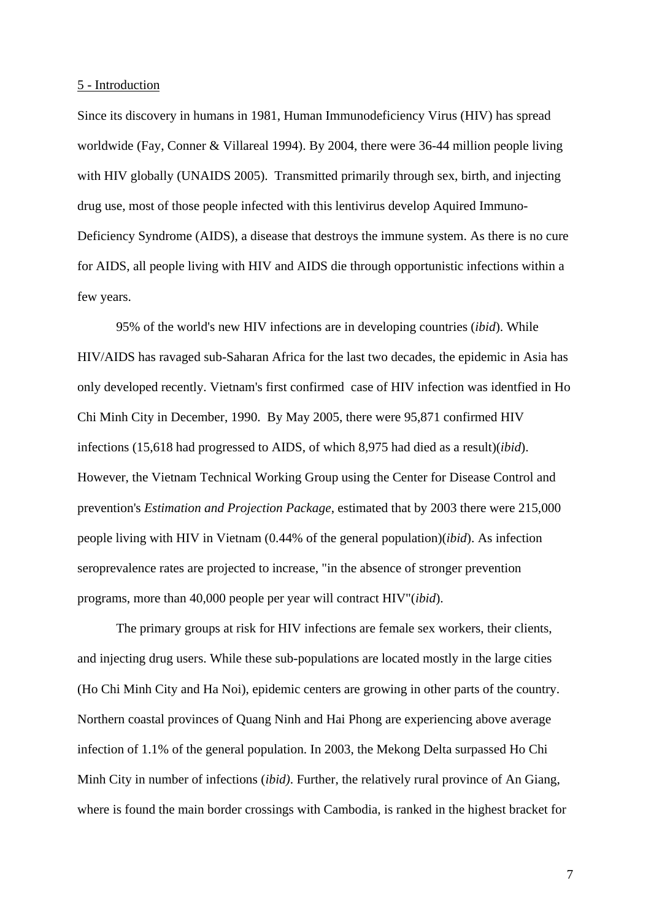<u>5 - Introduction</u>

Since its discovery in humans in 1981, Human Immunodeficiency Virus (HIV) has spread worldwide (Fay, Conner & Villareal 1994). By 2004, there were 36-44 million people living with HIV globally (UNAIDS 2005). Transmitted primarily through sex, birth, and injecting drug use, most of those people infected with this lentivirus develop Aquired Immuno-Deficiency Syndrome (AIDS), a disease that destroys the immune system. As there is no cure for AIDS, all people living with HIV and AIDS die through opportunistic infections within a few years.

95% of the world's new HIV infections are in developing countries (*ibid*). While HIV/AIDS has ravaged sub-Saharan Africa for the last two decades, the epidemic in Asia has only developed recently. Vietnam's first confirmed case of HIV infection was identfied in Ho Chi Minh City in December, 1990. By May 2005, there were 95,871 confirmed HIV infections (15,618 had progressed to AIDS, of which 8,975 had died as a result)(*ibid*). However, the Vietnam Technical Working Group using the Center for Disease Control and prevention's *Estimation and Projection Package*, estimated that by 2003 there were 215,000 people living with HIV in Vietnam (0.44% of the general population)(*ibid*). As infection seroprevalence rates are projected to increase, "in the absence of stronger prevention programs, more than 40,000 people per year will contract HIV"(*ibid*).

The primary groups at risk for HIV infections are female sex workers, their clients, and injecting drug users. While these sub-populations are located mostly in the large cities (Ho Chi Minh City and Ha Noi), epidemic centers are growing in other parts of the country. Northern coastal provinces of Quang Ninh and Hai Phong are experiencing above average infection of 1.1% of the general population. In 2003, the Mekong Delta surpassed Ho Chi Minh City in number of infections (*ibid)*. Further, the relatively rural province of An Giang, where is found the main border crossings with Cambodia, is ranked in the highest bracket for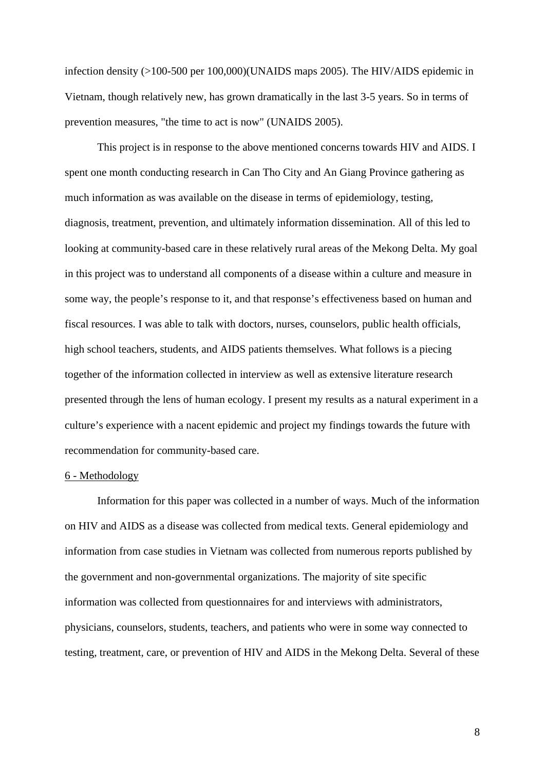infection density (>100-500 per 100,000)(UNAIDS maps 2005). The HIV/AIDS epidemic in Vietnam, though relatively new, has grown dramatically in the last 3-5 years. So in terms of prevention measures, "the time to act is now" (UNAIDS 2005).

This project is in response to the above mentioned concerns towards HIV and AIDS. I spent one month conducting research in Can Tho City and An Giang Province gathering as much information as was available on the disease in terms of epidemiology, testing, diagnosis, treatment, prevention, and ultimately information dissemination. All of this led to looking at community-based care in these relatively rural areas of the Mekong Delta. My goal in this project was to understand all components of a disease within a culture and measure in some way, the people's response to it, and that response's effectiveness based on human and fiscal resources. I was able to talk with doctors, nurses, counselors, public health officials, high school teachers, students, and AIDS patients themselves. What follows is a piecing together of the information collected in interview as well as extensive literature research presented through the lens of human ecology. I present my results as a natural experiment in a culture's experience with a nacent epidemic and project my findings towards the future with recommendation for community-based care.

## 6 - Methodology

Information for this paper was collected in a number of ways. Much of the information on HIV and AIDS as a disease was collected from medical texts. General epidemiology and information from case studies in Vietnam was collected from numerous reports published by the government and non-governmental organizations. The majority of site specific information was collected from questionnaires for and interviews with administrators, physicians, counselors, students, teachers, and patients who were in some way connected to testing, treatment, care, or prevention of HIV and AIDS in the Mekong Delta. Several of these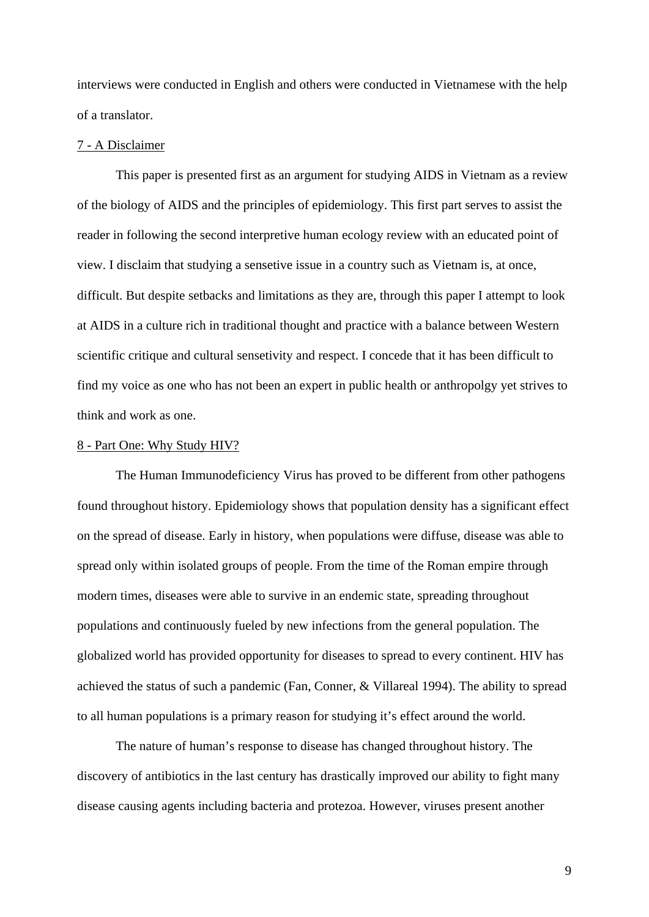interviews were conducted in English and others were conducted in Vietnamese with the help of a translator.

<u>7 - A Disclaimer</u>

This paper is presented first as an argument for studying AIDS in Vietnam as a review of the biology of AIDS and the principles of epidemiology. This first part serves to assist the reader in following the second interpretive human ecology review with an educated point of view. I disclaim that studying a sensetive issue in a country such as Vietnam is, at once, difficult. But despite setbacks and limitations as they are, through this paper I attempt to look at AIDS in a culture rich in traditional thought and practice with a balance between Western scientific critique and cultural sensetivity and respect. I concede that it has been difficult to find my voice as one who has not been an expert in public health or anthropolgy yet strives to think and work as one.

<u>8 - Part One: Why Study HIV?</u>

The Human Immunodeficiency Virus has proved to be different from other pathogens found throughout history. Epidemiology shows that population density has a significant effect on the spread of disease. Early in history, when populations were diffuse, disease was able to spread only within isolated groups of people. From the time of the Roman empire through modern times, diseases were able to survive in an endemic state, spreading throughout populations and continuously fueled by new infections from the general population. The globalized world has provided opportunity for diseases to spread to every continent. HIV has achieved the status of such a pandemic (Fan, Conner, & Villareal 1994). The ability to spread to all human populations is a primary reason for studying it's effect around the world.

The nature of human's response to disease has changed throughout history. The discovery of antibiotics in the last century has drastically improved our ability to fight many disease causing agents including bacteria and protezoa. However, viruses present another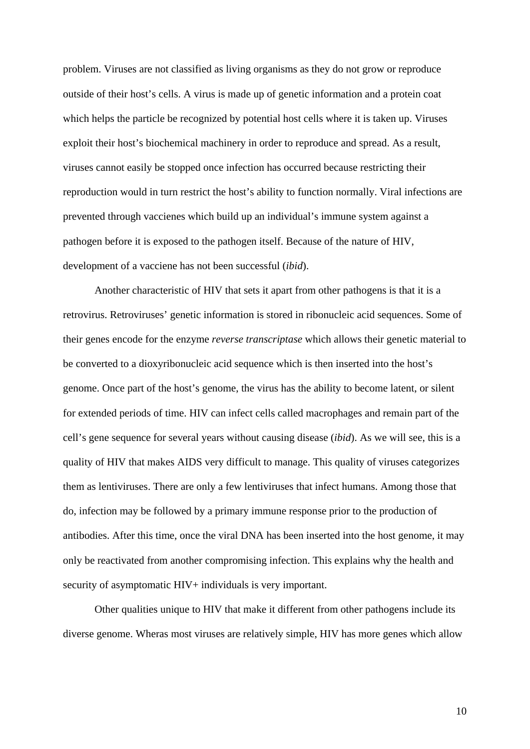problem. Viruses are not classified as living organisms as they do not grow or reproduce outside of their host's cells. A virus is made up of genetic information and a protein coat which helps the particle be recognized by potential host cells where it is taken up. Viruses exploit their host's biochemical machinery in order to reproduce and spread. As a result, viruses cannot easily be stopped once infection has occurred because restricting their reproduction would in turn restrict the host's ability to function normally. Viral infections are prevented through vaccienes which build up an individual's immune system against a pathogen before it is exposed to the pathogen itself. Because of the nature of HIV, development of a vacciene has not been successful (*ibid*).

Another characteristic of HIV that sets it apart from other pathogens is that it is a retrovirus. Retroviruses' genetic information is stored in ribonucleic acid sequences. Some of their genes encode for the enzyme *reverse transcriptase* which allows their genetic material to be converted to a dioxyribonucleic acid sequence which is then inserted into the host's genome. Once part of the host's genome, the virus has the ability to become latent, or silent for extended periods of time. HIV can infect cells called macrophages and remain part of the cell's gene sequence for several years without causing disease (*ibid*). As we will see, this is a quality of HIV that makes AIDS very difficult to manage. This quality of viruses categorizes them as lentiviruses. There are only a few lentiviruses that infect humans. Among those that do, infection may be followed by a primary immune response prior to the production of antibodies. After this time, once the viral DNA has been inserted into the host genome, it may only be reactivated from another compromising infection. This explains why the health and security of asymptomatic HIV+ individuals is very important.

Other qualities unique to HIV that make it different from other pathogens include its diverse genome. Wheras most viruses are relatively simple, HIV has more genes which allow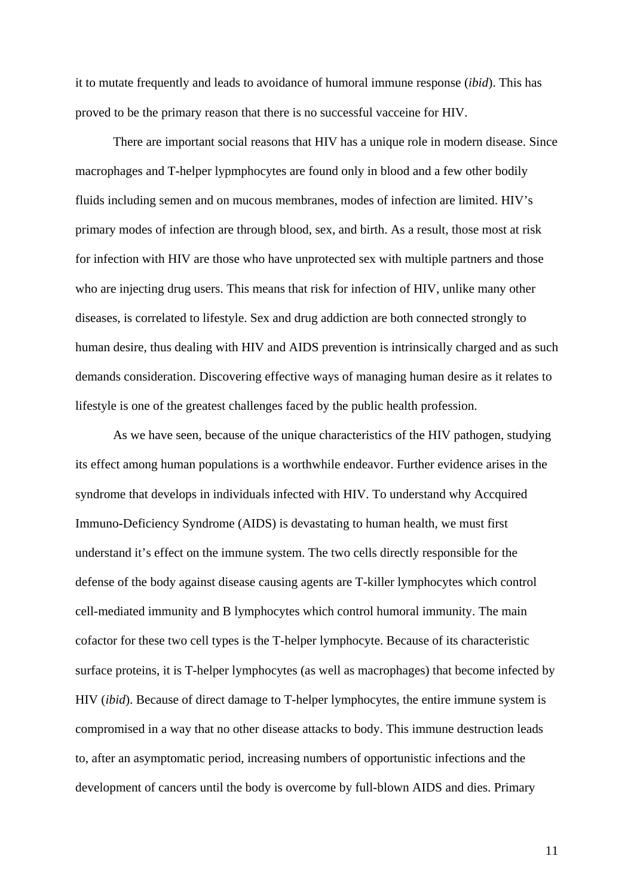it to mutate frequently and leads to avoidance of humoral immune response (*ibid*). This has proved to be the primary reason that there is no successful vacceine for HIV.

There are important social reasons that HIV has a unique role in modern disease. Since macrophages and T-helper lypmphocytes are found only in blood and a few other bodily fluids including semen and on mucous membranes, modes of infection are limited. HIV's primary modes of infection are through blood, sex, and birth. As a result, those most at risk for infection with HIV are those who have unprotected sex with multiple partners and those who are injecting drug users. This means that risk for infection of HIV, unlike many other diseases, is correlated to lifestyle. Sex and drug addiction are both connected strongly to human desire, thus dealing with HIV and AIDS prevention is intrinsically charged and as such demands consideration. Discovering effective ways of managing human desire as it relates to lifestyle is one of the greatest challenges faced by the public health profession.

As we have seen, because of the unique characteristics of the HIV pathogen, studying its effect among human populations is a worthwhile endeavor. Further evidence arises in the syndrome that develops in individuals infected with HIV. To understand why Accquired Immuno-Deficiency Syndrome (AIDS) is devastating to human health, we must first understand it's effect on the immune system. The two cells directly responsible for the defense of the body against disease causing agents are T-killer lymphocytes which control cell-mediated immunity and B lymphocytes which control humoral immunity. The main cofactor for these two cell types is the T-helper lymphocyte. Because of its characteristic surface proteins, it is T-helper lymphocytes (as well as macrophages) that become infected by HIV (*ibid*). Because of direct damage to T-helper lymphocytes, the entire immune system is compromised in a way that no other disease attacks to body. This immune destruction leads to, after an asymptomatic period, increasing numbers of opportunistic infections and the development of cancers until the body is overcome by full-blown AIDS and dies. Primary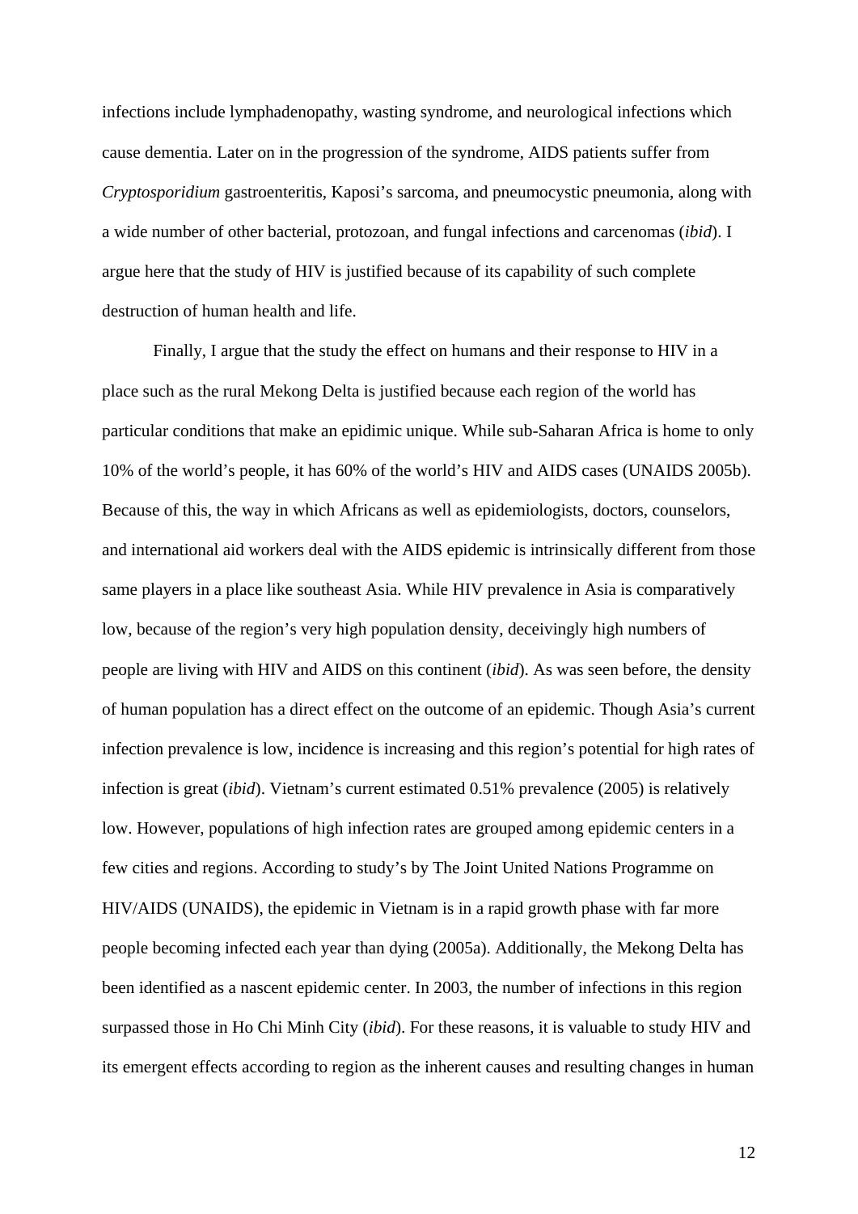infections include lymphadenopathy, wasting syndrome, and neurological infections which cause dementia. Later on in the progression of the syndrome, AIDS patients suffer from *Cryptosporidium* gastroenteritis, Kaposi's sarcoma, and pneumocystic pneumonia, along with a wide number of other bacterial, protozoan, and fungal infections and carcenomas (*ibid*). I argue here that the study of HIV is justified because of its capability of such complete destruction of human health and life.

Finally, I argue that the study the effect on humans and their response to HIV in a place such as the rural Mekong Delta is justified because each region of the world has particular conditions that make an epidimic unique. While sub-Saharan Africa is home to only 10% of the world's people, it has 60% of the world's HIV and AIDS cases (UNAIDS 2005b). Because of this, the way in which Africans as well as epidemiologists, doctors, counselors, and international aid workers deal with the AIDS epidemic is intrinsically different from those same players in a place like southeast Asia. While HIV prevalence in Asia is comparatively low, because of the region's very high population density, deceivingly high numbers of people are living with HIV and AIDS on this continent (*ibid*). As was seen before, the density of human population has a direct effect on the outcome of an epidemic. Though Asia's current infection prevalence is low, incidence is increasing and this region's potential for high rates of infection is great (*ibid*). Vietnam's current estimated 0.51% prevalence (2005) is relatively low. However, populations of high infection rates are grouped among epidemic centers in a few cities and regions. According to study's by The Joint United Nations Programme on HIV/AIDS (UNAIDS), the epidemic in Vietnam is in a rapid growth phase with far more people becoming infected each year than dying (2005a). Additionally, the Mekong Delta has been identified as a nascent epidemic center. In 2003, the number of infections in this region surpassed those in Ho Chi Minh City (*ibid*). For these reasons, it is valuable to study HIV and its emergent effects according to region as the inherent causes and resulting changes in human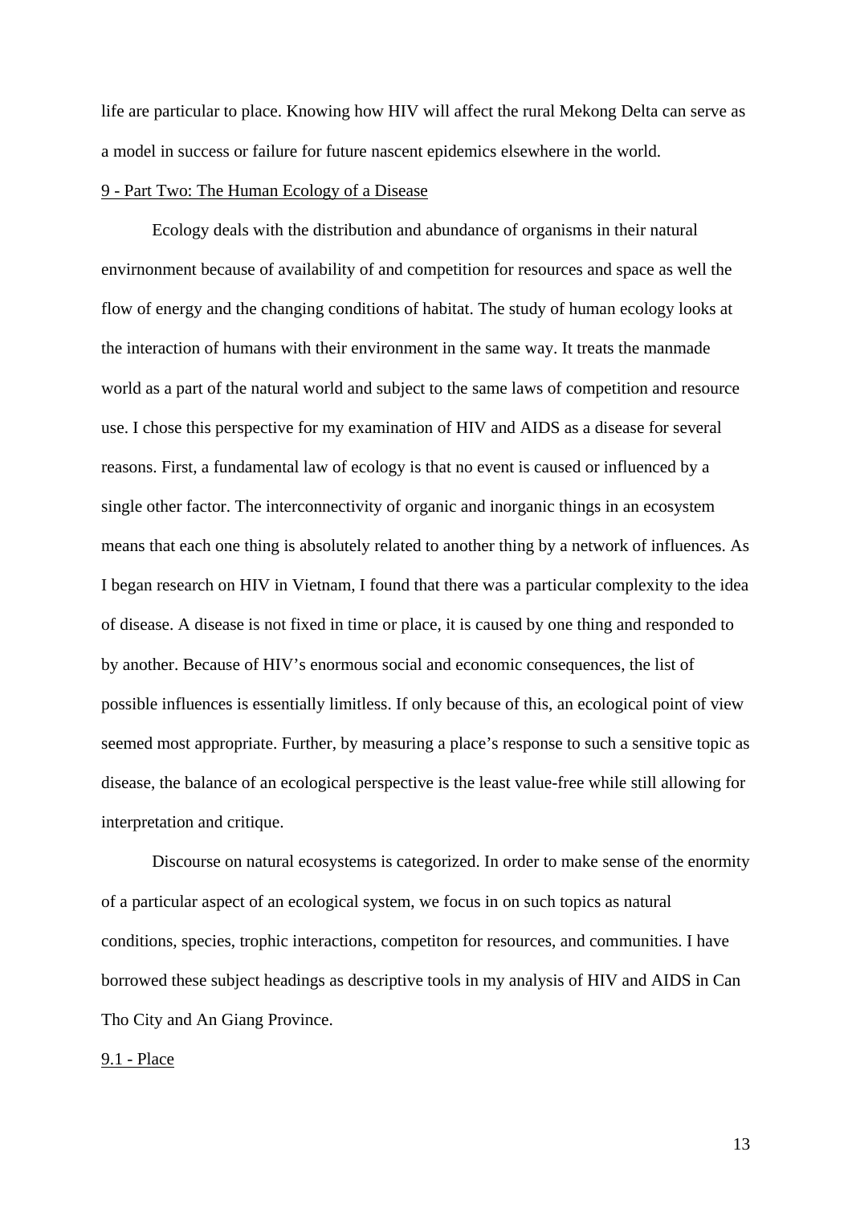life are particular to place. Knowing how HIV will affect the rural Mekong Delta can serve as a model in success or failure for future nascent epidemics elsewhere in the world.

## 9 - Part Two: The Human Ecology of a Disease

Ecology deals with the distribution and abundance of organisms in their natural envirnonment because of availability of and competition for resources and space as well the flow of energy and the changing conditions of habitat. The study of human ecology looks at the interaction of humans with their environment in the same way. It treats the manmade world as a part of the natural world and subject to the same laws of competition and resource use. I chose this perspective for my examination of HIV and AIDS as a disease for several reasons. First, a fundamental law of ecology is that no event is caused or influenced by a single other factor. The interconnectivity of organic and inorganic things in an ecosystem means that each one thing is absolutely related to another thing by a network of influences. As I began research on HIV in Vietnam, I found that there was a particular complexity to the idea of disease. A disease is not fixed in time or place, it is caused by one thing and responded to by another. Because of HIV's enormous social and economic consequences, the list of possible influences is essentially limitless. If only because of this, an ecological point of view seemed most appropriate. Further, by measuring a place's response to such a sensitive topic as disease, the balance of an ecological perspective is the least value-free while still allowing for interpretation and critique.

Discourse on natural ecosystems is categorized. In order to make sense of the enormity of a particular aspect of an ecological system, we focus in on such topics as natural conditions, species, trophic interactions, competiton for resources, and communities. I have borrowed these subject headings as descriptive tools in my analysis of HIV and AIDS in Can Tho City and An Giang Province.

### 9.1 - Place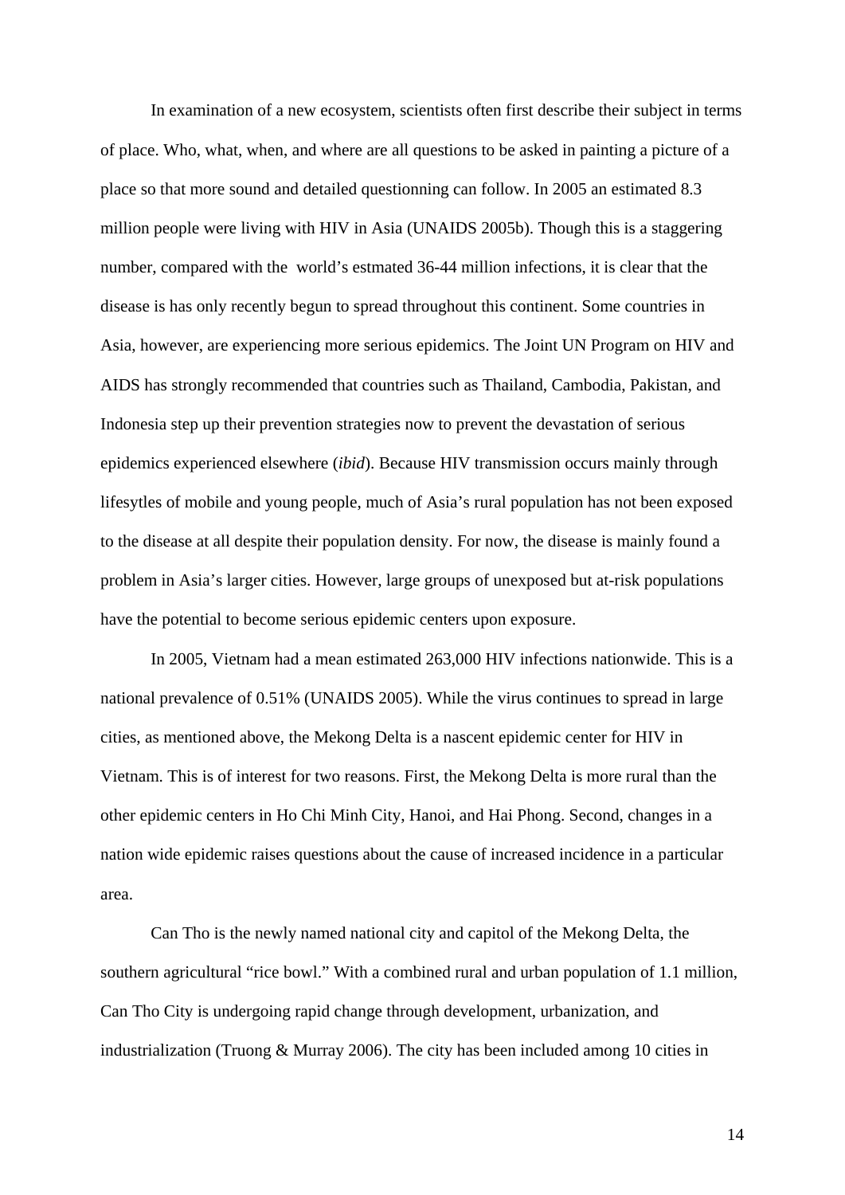In examination of a new ecosystem, scientists often first describe their subject in terms of place. Who, what, when, and where are all questions to be asked in painting a picture of a place so that more sound and detailed questionning can follow. In 2005 an estimated 8.3 million people were living with HIV in Asia (UNAIDS 2005b). Though this is a staggering number, compared with the world's estmated 36-44 million infections, it is clear that the disease is has only recently begun to spread throughout this continent. Some countries in Asia, however, are experiencing more serious epidemics. The Joint UN Program on HIV and AIDS has strongly recommended that countries such as Thailand, Cambodia, Pakistan, and Indonesia step up their prevention strategies now to prevent the devastation of serious epidemics experienced elsewhere (*ibid*). Because HIV transmission occurs mainly through lifesytles of mobile and young people, much of Asia's rural population has not been exposed to the disease at all despite their population density. For now, the disease is mainly found a problem in Asia's larger cities. However, large groups of unexposed but at-risk populations have the potential to become serious epidemic centers upon exposure.

In 2005, Vietnam had a mean estimated 263,000 HIV infections nationwide. This is a national prevalence of 0.51% (UNAIDS 2005). While the virus continues to spread in large cities, as mentioned above, the Mekong Delta is a nascent epidemic center for HIV in Vietnam. This is of interest for two reasons. First, the Mekong Delta is more rural than the other epidemic centers in Ho Chi Minh City, Hanoi, and Hai Phong. Second, changes in a nation wide epidemic raises questions about the cause of increased incidence in a particular area.

Can Tho is the newly named national city and capitol of the Mekong Delta, the southern agricultural "rice bowl." With a combined rural and urban population of 1.1 million, Can Tho City is undergoing rapid change through development, urbanization, and industrialization (Truong & Murray 2006). The city has been included among 10 cities in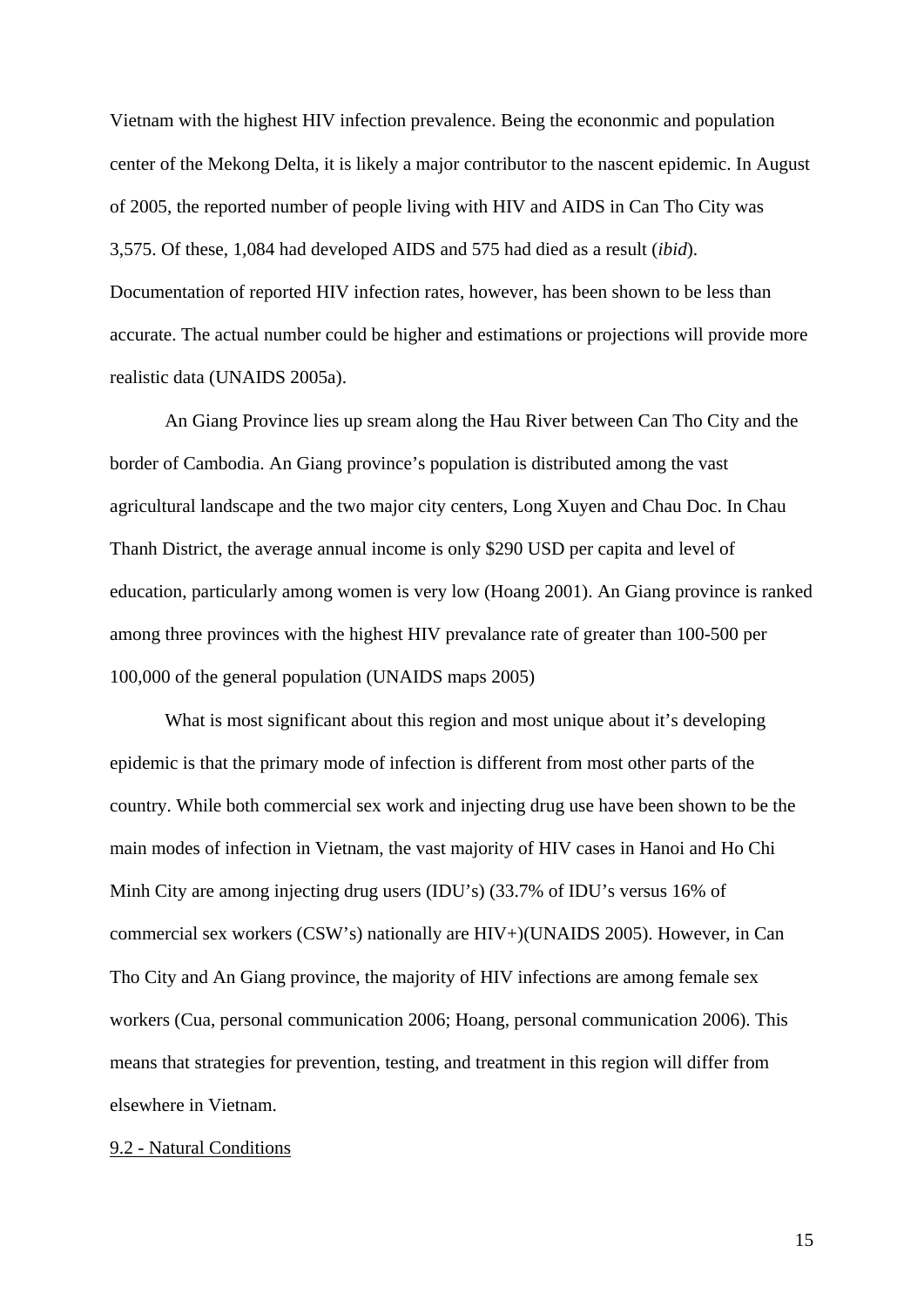Vietnam with the highest HIV infection prevalence. Being the econonmic and population center of the Mekong Delta, it is likely a major contributor to the nascent epidemic. In August of 2005, the reported number of people living with HIV and AIDS in Can Tho City was 3,575. Of these, 1,084 had developed AIDS and 575 had died as a result (*ibid*). Documentation of reported HIV infection rates, however, has been shown to be less than accurate. The actual number could be higher and estimations or projections will provide more realistic data (UNAIDS 2005a).

An Giang Province lies up sream along the Hau River between Can Tho City and the border of Cambodia. An Giang province's population is distributed among the vast agricultural landscape and the two major city centers, Long Xuyen and Chau Doc. In Chau Thanh District, the average annual income is only $290 USD per capita and level of education, particularly among women is very low (Hoang 2001). An Giang province is ranked among three provinces with the highest HIV prevalance rate of greater than 100-500 per 100,000 of the general population (UNAIDS maps 2005)

What is most significant about this region and most unique about it's developing epidemic is that the primary mode of infection is different from most other parts of the country. While both commercial sex work and injecting drug use have been shown to be the main modes of infection in Vietnam, the vast majority of HIV cases in Hanoi and Ho Chi Minh City are among injecting drug users (IDU's) (33.7% of IDU's versus 16% of commercial sex workers (CSW's) nationally are HIV+)(UNAIDS 2005). However, in Can Tho City and An Giang province, the majority of HIV infections are among female sex workers (Cua, personal communication 2006; Hoang, personal communication 2006). This means that strategies for prevention, testing, and treatment in this region will differ from elsewhere in Vietnam.

<u>9.2 - Natural Conditions</u>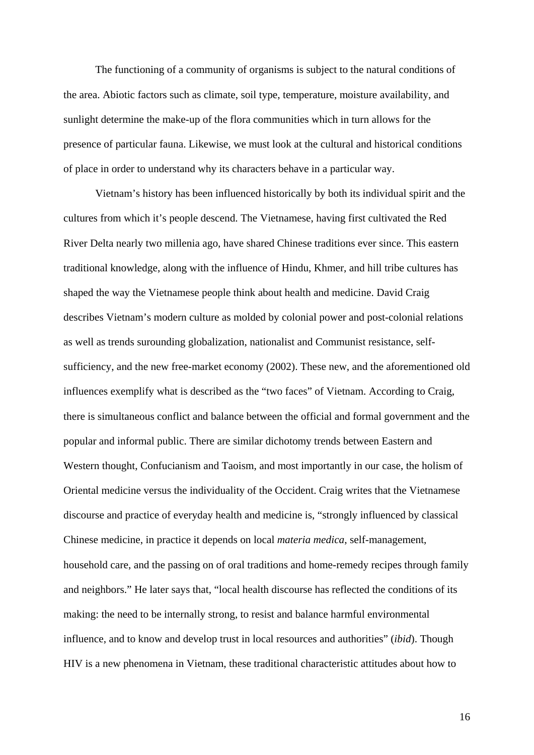The functioning of a community of organisms is subject to the natural conditions of the area. Abiotic factors such as climate, soil type, temperature, moisture availability, and sunlight determine the make-up of the flora communities which in turn allows for the presence of particular fauna. Likewise, we must look at the cultural and historical conditions of place in order to understand why its characters behave in a particular way.

Vietnam's history has been influenced historically by both its individual spirit and the cultures from which it's people descend. The Vietnamese, having first cultivated the Red River Delta nearly two millenia ago, have shared Chinese traditions ever since. This eastern traditional knowledge, along with the influence of Hindu, Khmer, and hill tribe cultures has shaped the way the Vietnamese people think about health and medicine. David Craig describes Vietnam's modern culture as molded by colonial power and post-colonial relations as well as trends surounding globalization, nationalist and Communist resistance, self-sufficiency, and the new free-market economy (2002). These new, and the aforementioned old influences exemplify what is described as the "two faces" of Vietnam. According to Craig, there is simultaneous conflict and balance between the official and formal government and the popular and informal public. There are similar dichotomy trends between Eastern and Western thought, Confucianism and Taoism, and most importantly in our case, the holism of Oriental medicine versus the individuality of the Occident. Craig writes that the Vietnamese discourse and practice of everyday health and medicine is, "strongly influenced by classical Chinese medicine, in practice it depends on local *materia medica*, self-management, household care, and the passing on of oral traditions and home-remedy recipes through family and neighbors." He later says that, "local health discourse has reflected the conditions of its making: the need to be internally strong, to resist and balance harmful environmental influence, and to know and develop trust in local resources and authorities" (*ibid*). Though HIV is a new phenomena in Vietnam, these traditional characteristic attitudes about how to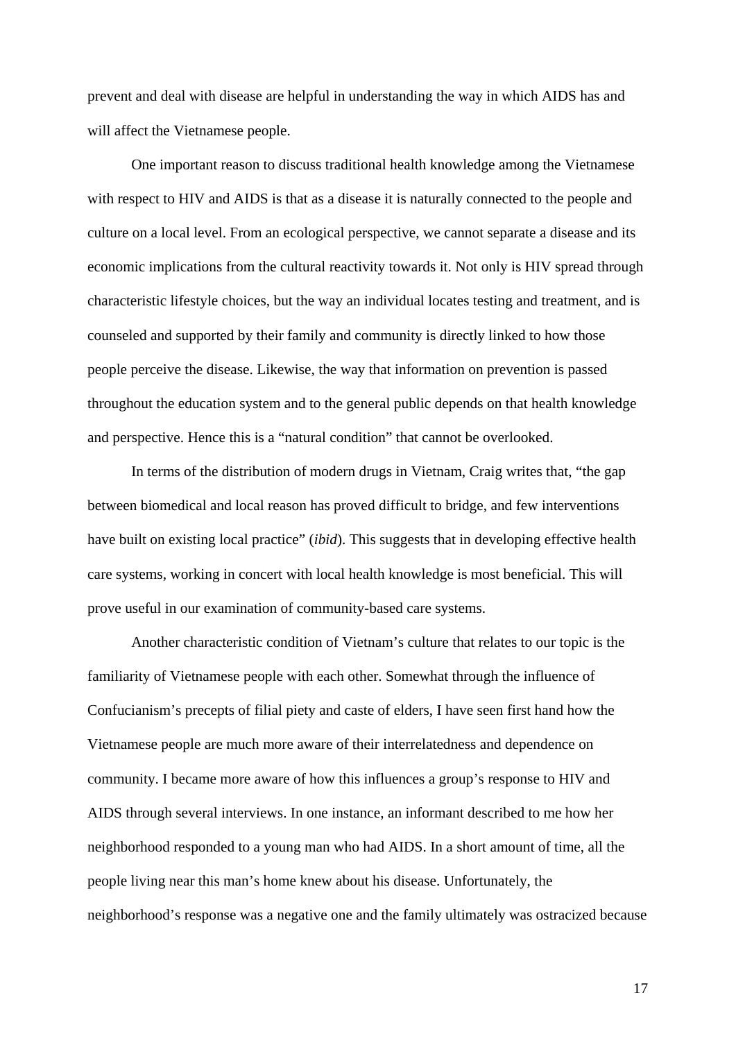prevent and deal with disease are helpful in understanding the way in which AIDS has and will affect the Vietnamese people.

One important reason to discuss traditional health knowledge among the Vietnamese with respect to HIV and AIDS is that as a disease it is naturally connected to the people and culture on a local level. From an ecological perspective, we cannot separate a disease and its economic implications from the cultural reactivity towards it. Not only is HIV spread through characteristic lifestyle choices, but the way an individual locates testing and treatment, and is counseled and supported by their family and community is directly linked to how those people perceive the disease. Likewise, the way that information on prevention is passed throughout the education system and to the general public depends on that health knowledge and perspective. Hence this is a "natural condition" that cannot be overlooked.

In terms of the distribution of modern drugs in Vietnam, Craig writes that, "the gap between biomedical and local reason has proved difficult to bridge, and few interventions have built on existing local practice" (*ibid*). This suggests that in developing effective health care systems, working in concert with local health knowledge is most beneficial. This will prove useful in our examination of community-based care systems.

Another characteristic condition of Vietnam's culture that relates to our topic is the familiarity of Vietnamese people with each other. Somewhat through the influence of Confucianism's precepts of filial piety and caste of elders, I have seen first hand how the Vietnamese people are much more aware of their interrelatedness and dependence on community. I became more aware of how this influences a group's response to HIV and AIDS through several interviews. In one instance, an informant described to me how her neighborhood responded to a young man who had AIDS. In a short amount of time, all the people living near this man's home knew about his disease. Unfortunately, the neighborhood's response was a negative one and the family ultimately was ostracized because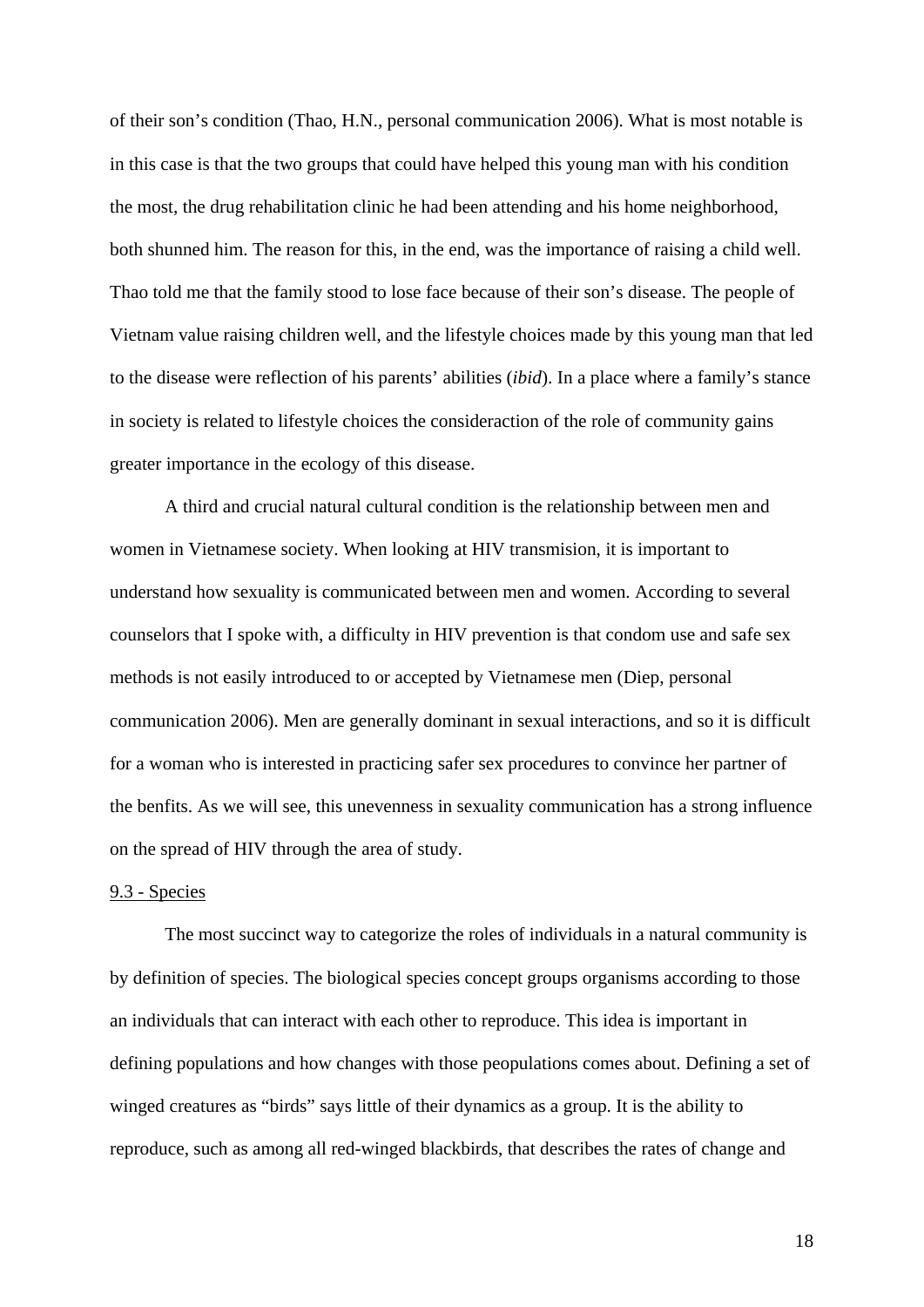of their son's condition (Thao, H.N., personal communication 2006). What is most notable is in this case is that the two groups that could have helped this young man with his condition the most, the drug rehabilitation clinic he had been attending and his home neighborhood, both shunned him. The reason for this, in the end, was the importance of raising a child well. Thao told me that the family stood to lose face because of their son's disease. The people of Vietnam value raising children well, and the lifestyle choices made by this young man that led to the disease were reflection of his parents' abilities (*ibid*). In a place where a family's stance in society is related to lifestyle choices the consideraction of the role of community gains greater importance in the ecology of this disease.

A third and crucial natural cultural condition is the relationship between men and women in Vietnamese society. When looking at HIV transmision, it is important to understand how sexuality is communicated between men and women. According to several counselors that I spoke with, a difficulty in HIV prevention is that condom use and safe sex methods is not easily introduced to or accepted by Vietnamese men (Diep, personal communication 2006). Men are generally dominant in sexual interactions, and so it is difficult for a woman who is interested in practicing safer sex procedures to convince her partner of the benfits. As we will see, this unevenness in sexuality communication has a strong influence on the spread of HIV through the area of study.

<u>9.3 - Species</u>

The most succinct way to categorize the roles of individuals in a natural community is by definition of species. The biological species concept groups organisms according to those an individuals that can interact with each other to reproduce. This idea is important in defining populations and how changes with those peopulations comes about. Defining a set of winged creatures as "birds" says little of their dynamics as a group. It is the ability to reproduce, such as among all red-winged blackbirds, that describes the rates of change and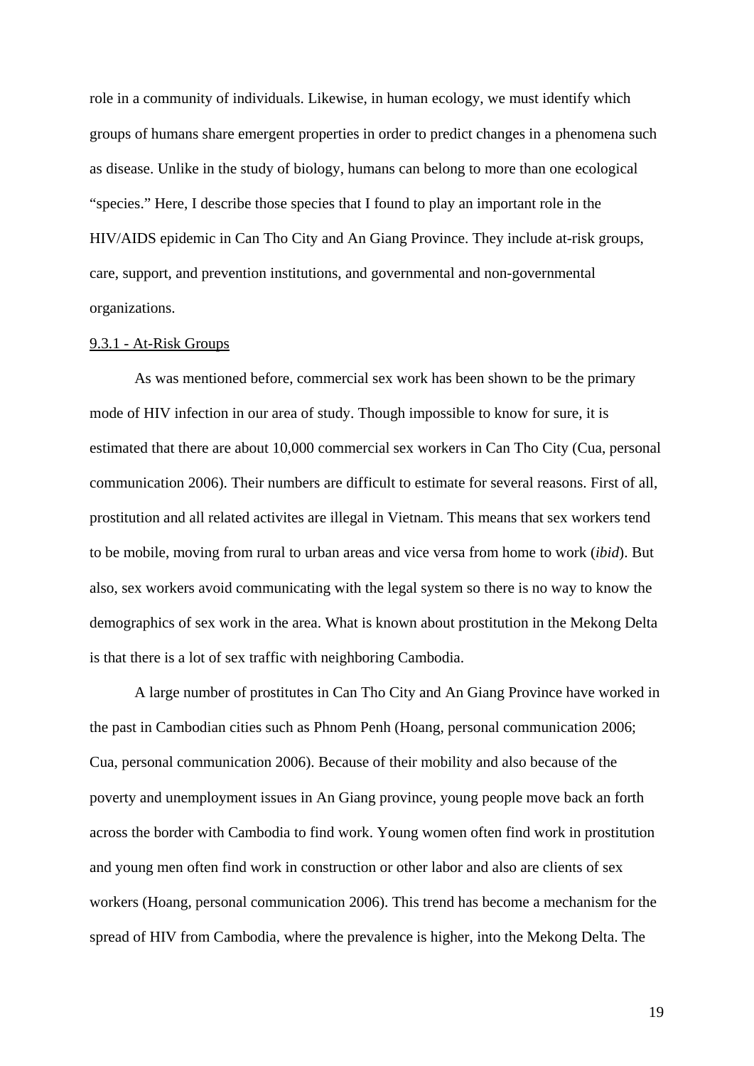role in a community of individuals. Likewise, in human ecology, we must identify which groups of humans share emergent properties in order to predict changes in a phenomena such as disease. Unlike in the study of biology, humans can belong to more than one ecological "species." Here, I describe those species that I found to play an important role in the HIV/AIDS epidemic in Can Tho City and An Giang Province. They include at-risk groups, care, support, and prevention institutions, and governmental and non-governmental organizations.

<u>9.3.1 - At-Risk Groups</u>

As was mentioned before, commercial sex work has been shown to be the primary mode of HIV infection in our area of study. Though impossible to know for sure, it is estimated that there are about 10,000 commercial sex workers in Can Tho City (Cua, personal communication 2006). Their numbers are difficult to estimate for several reasons. First of all, prostitution and all related activites are illegal in Vietnam. This means that sex workers tend to be mobile, moving from rural to urban areas and vice versa from home to work (*ibid*). But also, sex workers avoid communicating with the legal system so there is no way to know the demographics of sex work in the area. What is known about prostitution in the Mekong Delta is that there is a lot of sex traffic with neighboring Cambodia.

A large number of prostitutes in Can Tho City and An Giang Province have worked in the past in Cambodian cities such as Phnom Penh (Hoang, personal communication 2006; Cua, personal communication 2006). Because of their mobility and also because of the poverty and unemployment issues in An Giang province, young people move back an forth across the border with Cambodia to find work. Young women often find work in prostitution and young men often find work in construction or other labor and also are clients of sex workers (Hoang, personal communication 2006). This trend has become a mechanism for the spread of HIV from Cambodia, where the prevalence is higher, into the Mekong Delta. The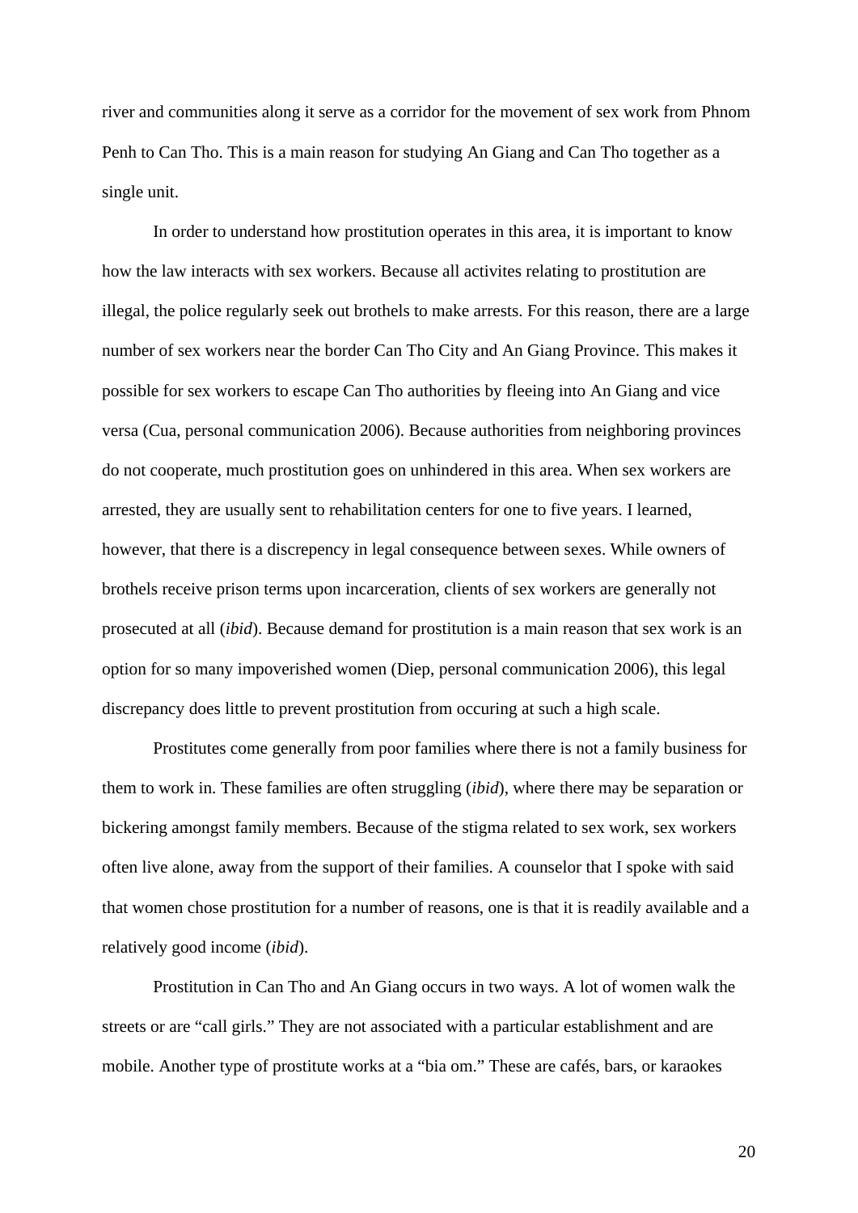river and communities along it serve as a corridor for the movement of sex work from Phnom Penh to Can Tho. This is a main reason for studying An Giang and Can Tho together as a single unit.

In order to understand how prostitution operates in this area, it is important to know how the law interacts with sex workers. Because all activites relating to prostitution are illegal, the police regularly seek out brothels to make arrests. For this reason, there are a large number of sex workers near the border Can Tho City and An Giang Province. This makes it possible for sex workers to escape Can Tho authorities by fleeing into An Giang and vice versa (Cua, personal communication 2006). Because authorities from neighboring provinces do not cooperate, much prostitution goes on unhindered in this area. When sex workers are arrested, they are usually sent to rehabilitation centers for one to five years. I learned, however, that there is a discrepency in legal consequence between sexes. While owners of brothels receive prison terms upon incarceration, clients of sex workers are generally not prosecuted at all (*ibid*). Because demand for prostitution is a main reason that sex work is an option for so many impoverished women (Diep, personal communication 2006), this legal discrepancy does little to prevent prostitution from occuring at such a high scale.

Prostitutes come generally from poor families where there is not a family business for them to work in. These families are often struggling (*ibid*), where there may be separation or bickering amongst family members. Because of the stigma related to sex work, sex workers often live alone, away from the support of their families. A counselor that I spoke with said that women chose prostitution for a number of reasons, one is that it is readily available and a relatively good income (*ibid*).

Prostitution in Can Tho and An Giang occurs in two ways. A lot of women walk the streets or are "call girls." They are not associated with a particular establishment and are mobile. Another type of prostitute works at a "bia om." These are cafés, bars, or karaokes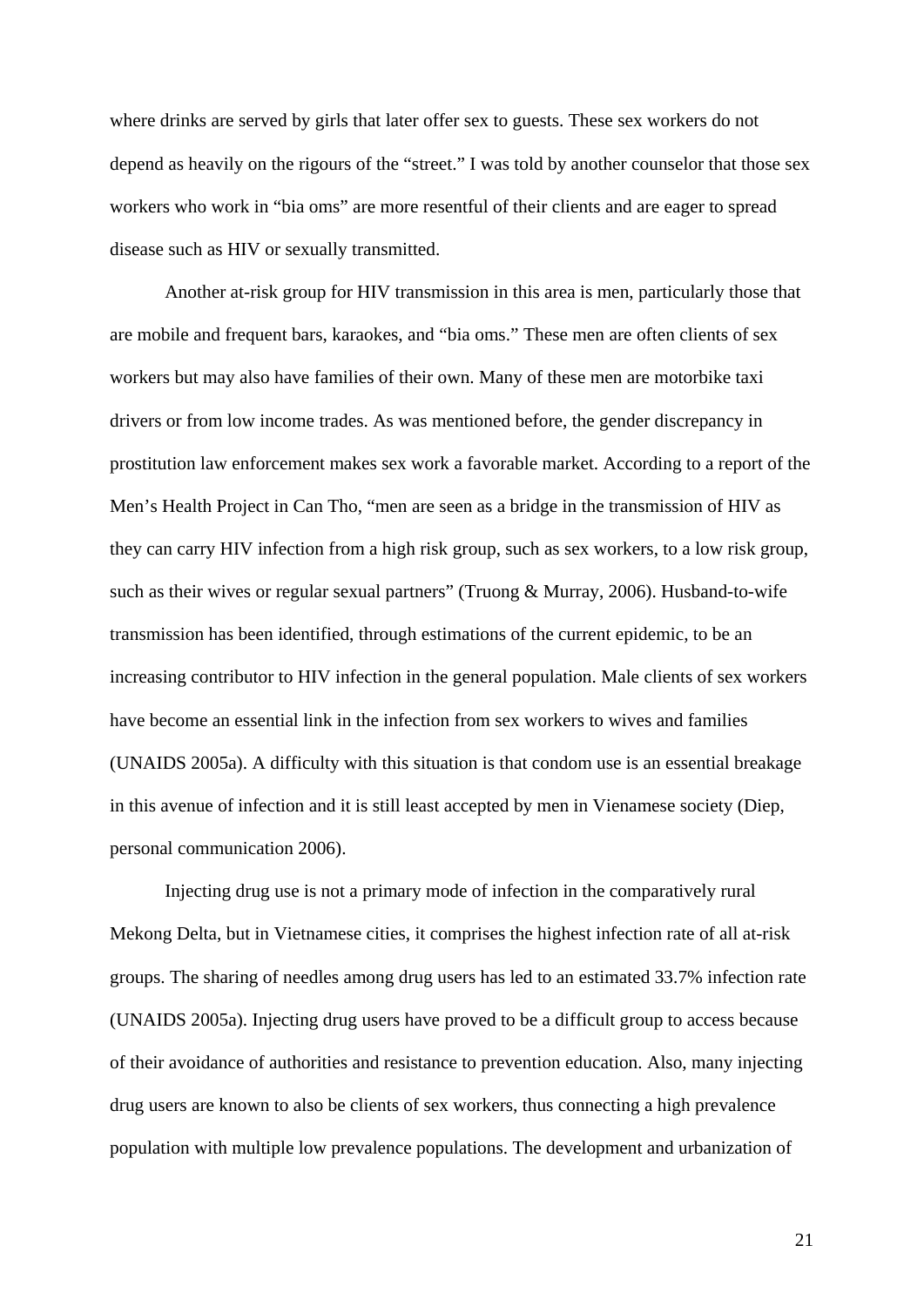where drinks are served by girls that later offer sex to guests. These sex workers do not depend as heavily on the rigours of the "street." I was told by another counselor that those sex workers who work in "bia oms" are more resentful of their clients and are eager to spread disease such as HIV or sexually transmitted.

Another at-risk group for HIV transmission in this area is men, particularly those that are mobile and frequent bars, karaokes, and "bia oms." These men are often clients of sex workers but may also have families of their own. Many of these men are motorbike taxi drivers or from low income trades. As was mentioned before, the gender discrepancy in prostitution law enforcement makes sex work a favorable market. According to a report of the Men's Health Project in Can Tho, "men are seen as a bridge in the transmission of HIV as they can carry HIV infection from a high risk group, such as sex workers, to a low risk group, such as their wives or regular sexual partners" (Truong & Murray, 2006). Husband-to-wife transmission has been identified, through estimations of the current epidemic, to be an increasing contributor to HIV infection in the general population. Male clients of sex workers have become an essential link in the infection from sex workers to wives and families (UNAIDS 2005a). A difficulty with this situation is that condom use is an essential breakage in this avenue of infection and it is still least accepted by men in Vienamese society (Diep, personal communication 2006).

Injecting drug use is not a primary mode of infection in the comparatively rural Mekong Delta, but in Vietnamese cities, it comprises the highest infection rate of all at-risk groups. The sharing of needles among drug users has led to an estimated 33.7% infection rate (UNAIDS 2005a). Injecting drug users have proved to be a difficult group to access because of their avoidance of authorities and resistance to prevention education. Also, many injecting drug users are known to also be clients of sex workers, thus connecting a high prevalence population with multiple low prevalence populations. The development and urbanization of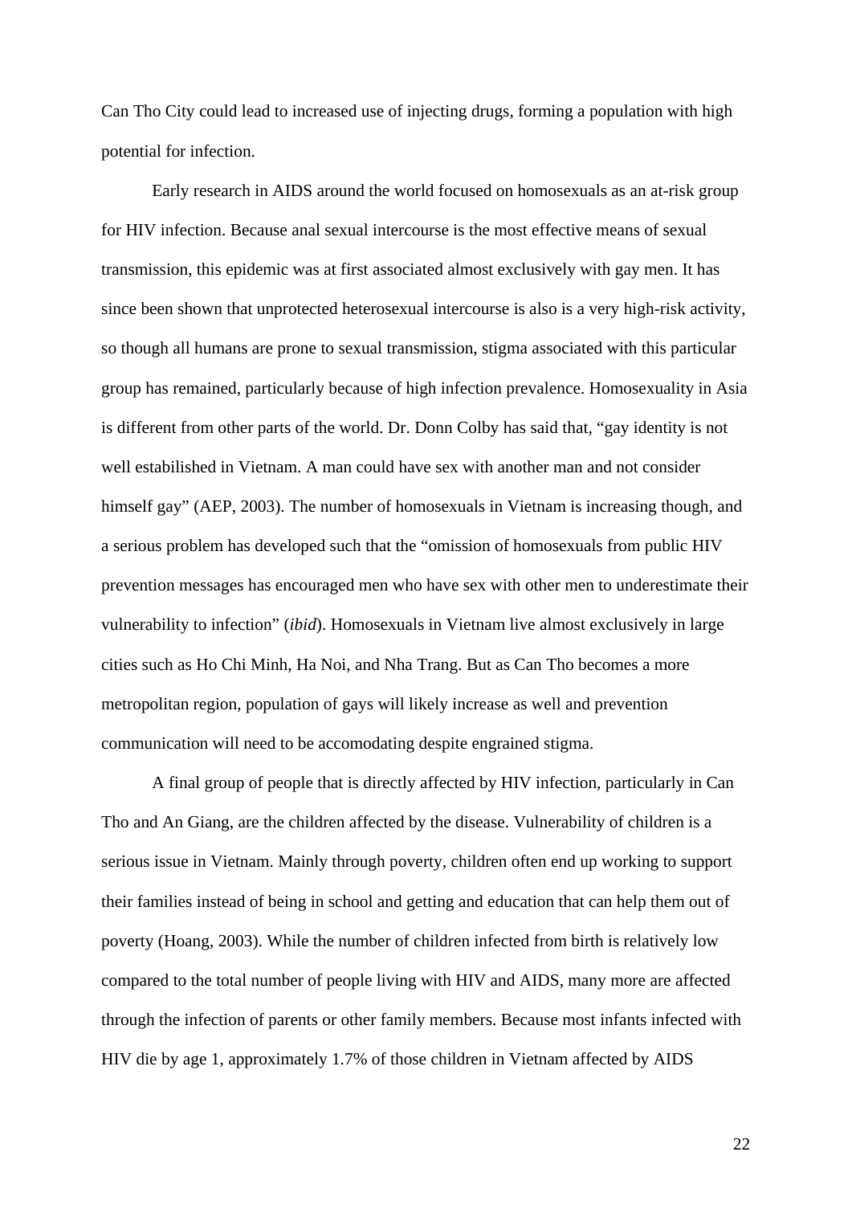Can Tho City could lead to increased use of injecting drugs, forming a population with high potential for infection.

Early research in AIDS around the world focused on homosexuals as an at-risk group for HIV infection. Because anal sexual intercourse is the most effective means of sexual transmission, this epidemic was at first associated almost exclusively with gay men. It has since been shown that unprotected heterosexual intercourse is also is a very high-risk activity, so though all humans are prone to sexual transmission, stigma associated with this particular group has remained, particularly because of high infection prevalence. Homosexuality in Asia is different from other parts of the world. Dr. Donn Colby has said that, "gay identity is not well estabilished in Vietnam. A man could have sex with another man and not consider himself gay" (AEP, 2003). The number of homosexuals in Vietnam is increasing though, and a serious problem has developed such that the "omission of homosexuals from public HIV prevention messages has encouraged men who have sex with other men to underestimate their vulnerability to infection" (*ibid*). Homosexuals in Vietnam live almost exclusively in large cities such as Ho Chi Minh, Ha Noi, and Nha Trang. But as Can Tho becomes a more metropolitan region, population of gays will likely increase as well and prevention communication will need to be accomodating despite engrained stigma.

A final group of people that is directly affected by HIV infection, particularly in Can Tho and An Giang, are the children affected by the disease. Vulnerability of children is a serious issue in Vietnam. Mainly through poverty, children often end up working to support their families instead of being in school and getting and education that can help them out of poverty (Hoang, 2003). While the number of children infected from birth is relatively low compared to the total number of people living with HIV and AIDS, many more are affected through the infection of parents or other family members. Because most infants infected with HIV die by age 1, approximately 1.7% of those children in Vietnam affected by AIDS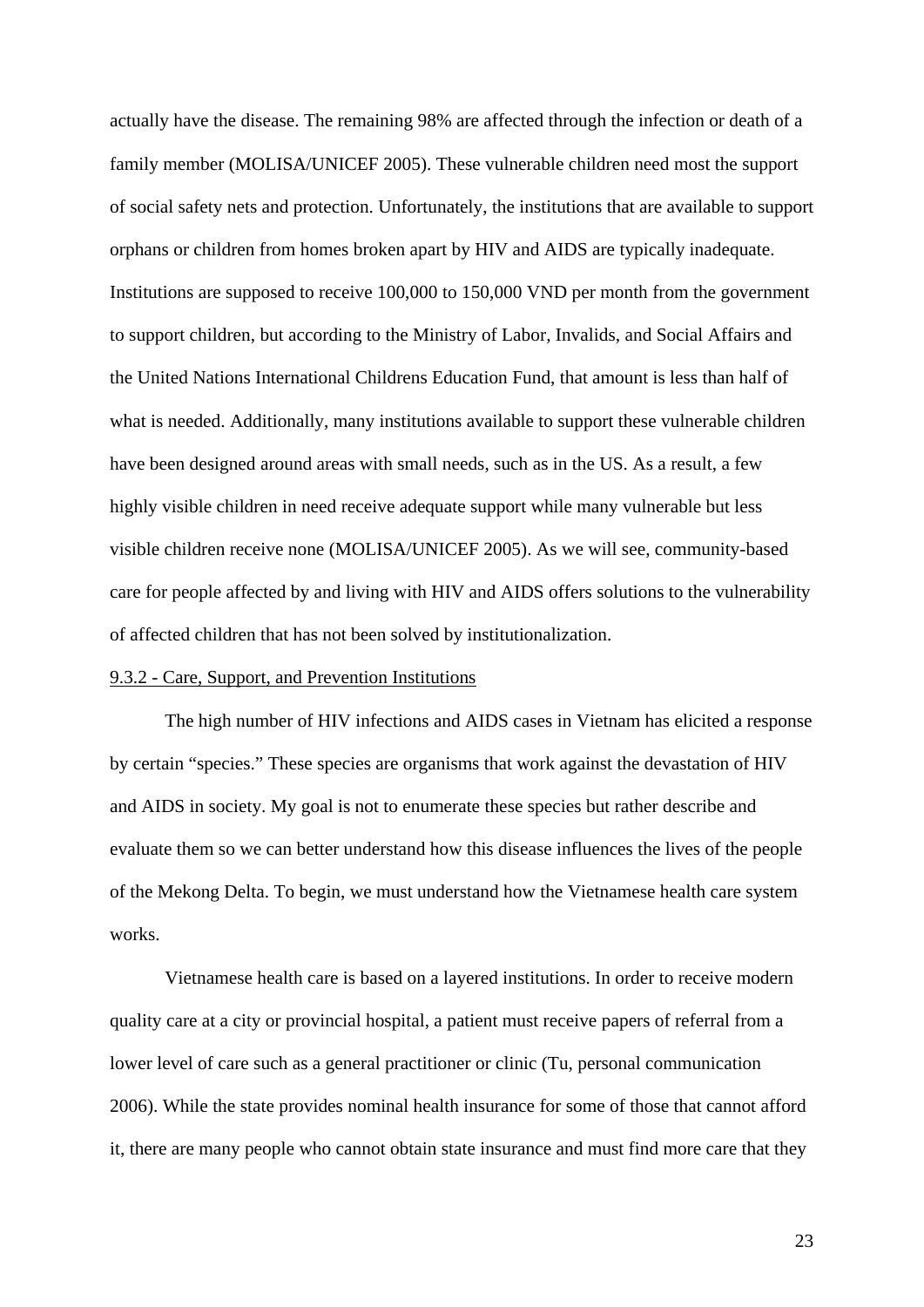actually have the disease. The remaining 98% are affected through the infection or death of a family member (MOLISA/UNICEF 2005). These vulnerable children need most the support of social safety nets and protection. Unfortunately, the institutions that are available to support orphans or children from homes broken apart by HIV and AIDS are typically inadequate. Institutions are supposed to receive 100,000 to 150,000 VND per month from the government to support children, but according to the Ministry of Labor, Invalids, and Social Affairs and the United Nations International Childrens Education Fund, that amount is less than half of what is needed. Additionally, many institutions available to support these vulnerable children have been designed around areas with small needs, such as in the US. As a result, a few highly visible children in need receive adequate support while many vulnerable but less visible children receive none (MOLISA/UNICEF 2005). As we will see, community-based care for people affected by and living with HIV and AIDS offers solutions to the vulnerability of affected children that has not been solved by institutionalization.

<u>9.3.2 - Care, Support, and Prevention Institutions</u>

The high number of HIV infections and AIDS cases in Vietnam has elicited a response by certain "species." These species are organisms that work against the devastation of HIV and AIDS in society. My goal is not to enumerate these species but rather describe and evaluate them so we can better understand how this disease influences the lives of the people of the Mekong Delta. To begin, we must understand how the Vietnamese health care system works.

Vietnamese health care is based on a layered institutions. In order to receive modern quality care at a city or provincial hospital, a patient must receive papers of referral from a lower level of care such as a general practitioner or clinic (Tu, personal communication 2006). While the state provides nominal health insurance for some of those that cannot afford it, there are many people who cannot obtain state insurance and must find more care that they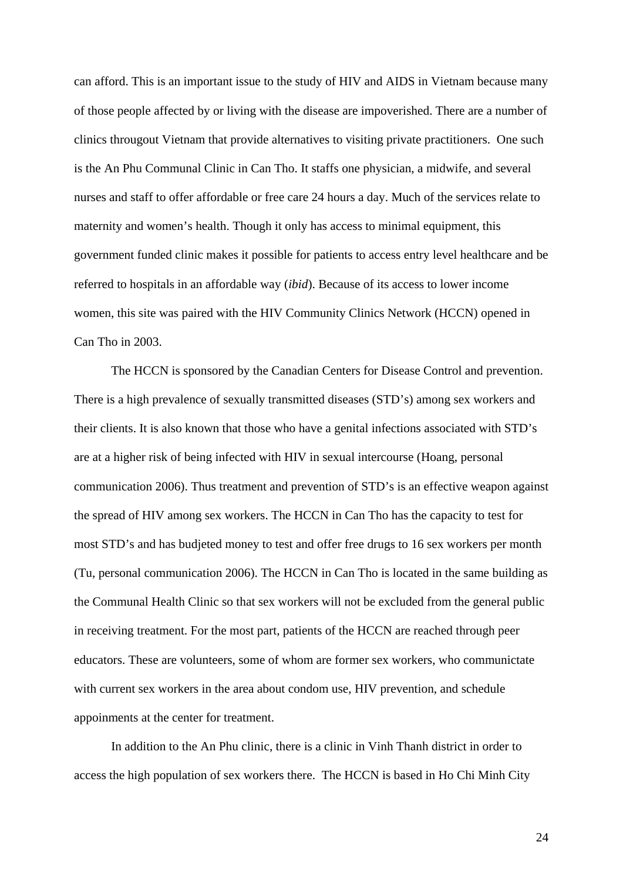can afford. This is an important issue to the study of HIV and AIDS in Vietnam because many of those people affected by or living with the disease are impoverished. There are a number of clinics througout Vietnam that provide alternatives to visiting private practitioners.  One such is the An Phu Communal Clinic in Can Tho. It staffs one physician, a midwife, and several nurses and staff to offer affordable or free care 24 hours a day. Much of the services relate to maternity and women's health. Though it only has access to minimal equipment, this government funded clinic makes it possible for patients to access entry level healthcare and be referred to hospitals in an affordable way (*ibid*). Because of its access to lower income women, this site was paired with the HIV Community Clinics Network (HCCN) opened in Can Tho in 2003.

The HCCN is sponsored by the Canadian Centers for Disease Control and prevention. There is a high prevalence of sexually transmitted diseases (STD's) among sex workers and their clients. It is also known that those who have a genital infections associated with STD's are at a higher risk of being infected with HIV in sexual intercourse (Hoang, personal communication 2006). Thus treatment and prevention of STD's is an effective weapon against the spread of HIV among sex workers. The HCCN in Can Tho has the capacity to test for most STD's and has budjeted money to test and offer free drugs to 16 sex workers per month (Tu, personal communication 2006). The HCCN in Can Tho is located in the same building as the Communal Health Clinic so that sex workers will not be excluded from the general public in receiving treatment. For the most part, patients of the HCCN are reached through peer educators. These are volunteers, some of whom are former sex workers, who communictate with current sex workers in the area about condom use, HIV prevention, and schedule appoinments at the center for treatment.

In addition to the An Phu clinic, there is a clinic in Vinh Thanh district in order to access the high population of sex workers there.  The HCCN is based in Ho Chi Minh City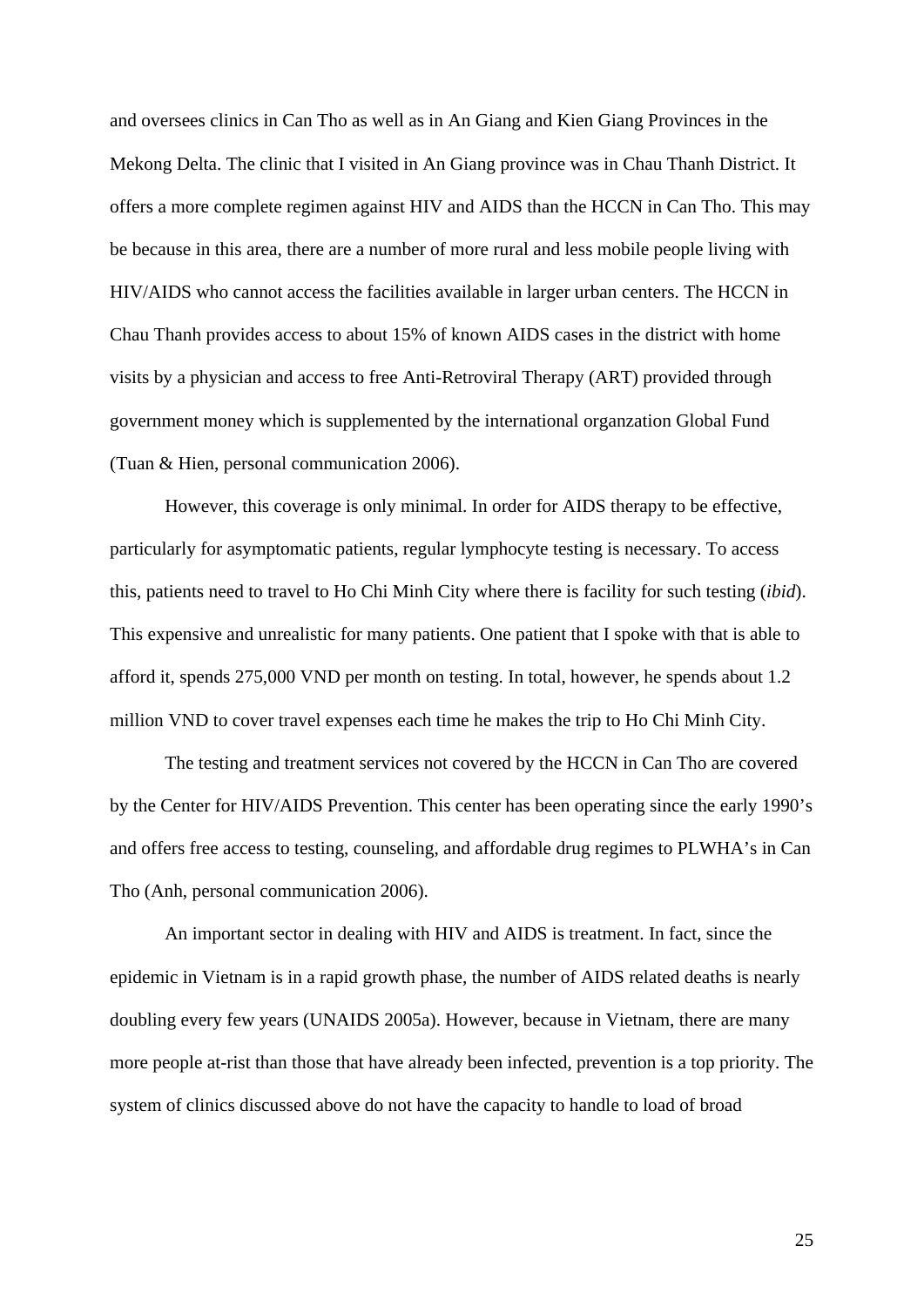and oversees clinics in Can Tho as well as in An Giang and Kien Giang Provinces in the Mekong Delta. The clinic that I visited in An Giang province was in Chau Thanh District. It offers a more complete regimen against HIV and AIDS than the HCCN in Can Tho. This may be because in this area, there are a number of more rural and less mobile people living with HIV/AIDS who cannot access the facilities available in larger urban centers. The HCCN in Chau Thanh provides access to about 15% of known AIDS cases in the district with home visits by a physician and access to free Anti-Retroviral Therapy (ART) provided through government money which is supplemented by the international organzation Global Fund (Tuan & Hien, personal communication 2006).

However, this coverage is only minimal. In order for AIDS therapy to be effective, particularly for asymptomatic patients, regular lymphocyte testing is necessary. To access this, patients need to travel to Ho Chi Minh City where there is facility for such testing (*ibid*). This expensive and unrealistic for many patients. One patient that I spoke with that is able to afford it, spends 275,000 VND per month on testing. In total, however, he spends about 1.2 million VND to cover travel expenses each time he makes the trip to Ho Chi Minh City.

The testing and treatment services not covered by the HCCN in Can Tho are covered by the Center for HIV/AIDS Prevention. This center has been operating since the early 1990's and offers free access to testing, counseling, and affordable drug regimes to PLWHA's in Can Tho (Anh, personal communication 2006).

An important sector in dealing with HIV and AIDS is treatment. In fact, since the epidemic in Vietnam is in a rapid growth phase, the number of AIDS related deaths is nearly doubling every few years (UNAIDS 2005a). However, because in Vietnam, there are many more people at-rist than those that have already been infected, prevention is a top priority. The system of clinics discussed above do not have the capacity to handle to load of broad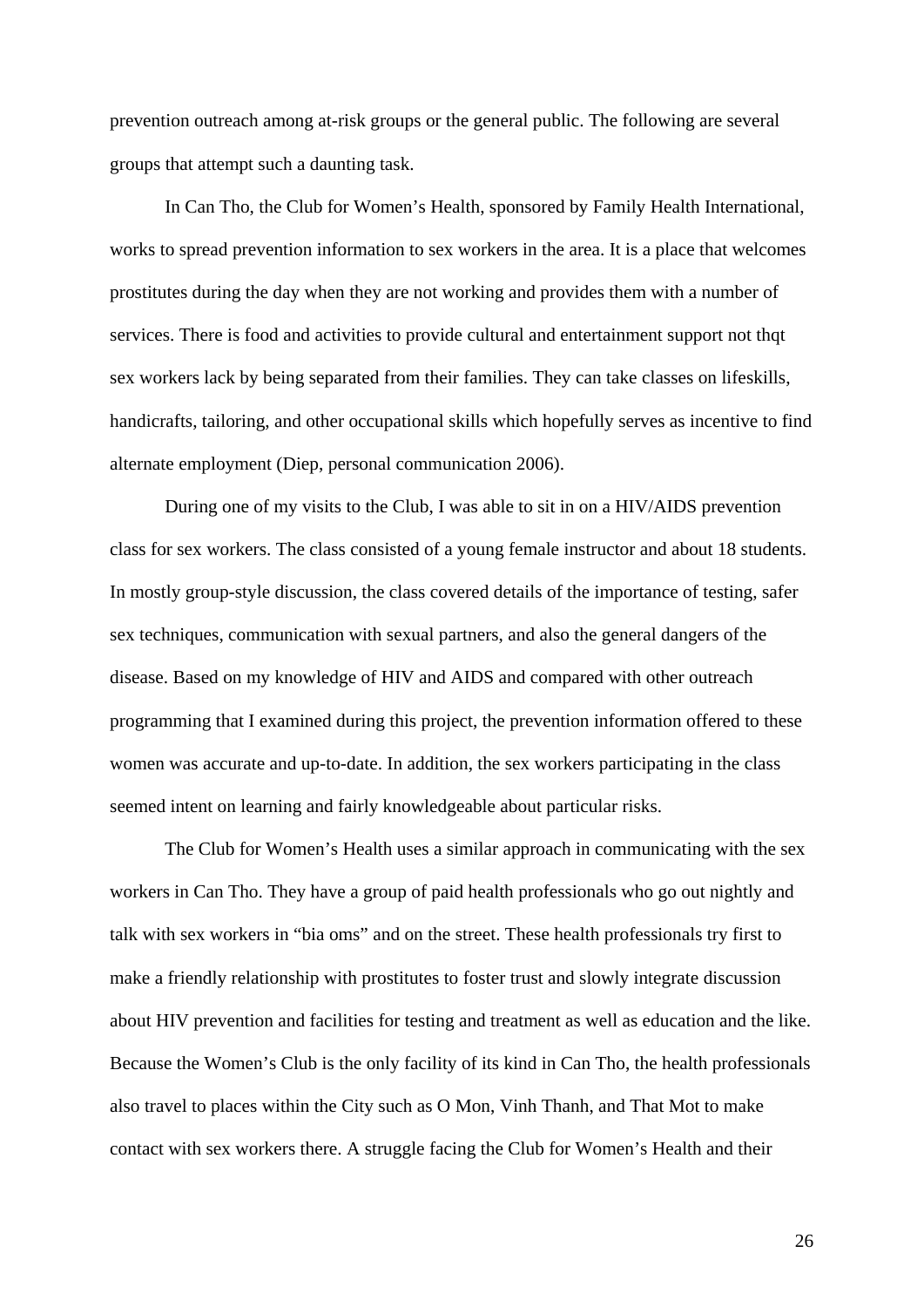prevention outreach among at-risk groups or the general public. The following are several groups that attempt such a daunting task.

In Can Tho, the Club for Women's Health, sponsored by Family Health International, works to spread prevention information to sex workers in the area. It is a place that welcomes prostitutes during the day when they are not working and provides them with a number of services. There is food and activities to provide cultural and entertainment support not thqt sex workers lack by being separated from their families. They can take classes on lifeskills, handicrafts, tailoring, and other occupational skills which hopefully serves as incentive to find alternate employment (Diep, personal communication 2006).

During one of my visits to the Club, I was able to sit in on a HIV/AIDS prevention class for sex workers. The class consisted of a young female instructor and about 18 students. In mostly group-style discussion, the class covered details of the importance of testing, safer sex techniques, communication with sexual partners, and also the general dangers of the disease. Based on my knowledge of HIV and AIDS and compared with other outreach programming that I examined during this project, the prevention information offered to these women was accurate and up-to-date. In addition, the sex workers participating in the class seemed intent on learning and fairly knowledgeable about particular risks.

The Club for Women's Health uses a similar approach in communicating with the sex workers in Can Tho. They have a group of paid health professionals who go out nightly and talk with sex workers in "bia oms" and on the street. These health professionals try first to make a friendly relationship with prostitutes to foster trust and slowly integrate discussion about HIV prevention and facilities for testing and treatment as well as education and the like. Because the Women's Club is the only facility of its kind in Can Tho, the health professionals also travel to places within the City such as O Mon, Vinh Thanh, and That Mot to make contact with sex workers there. A struggle facing the Club for Women's Health and their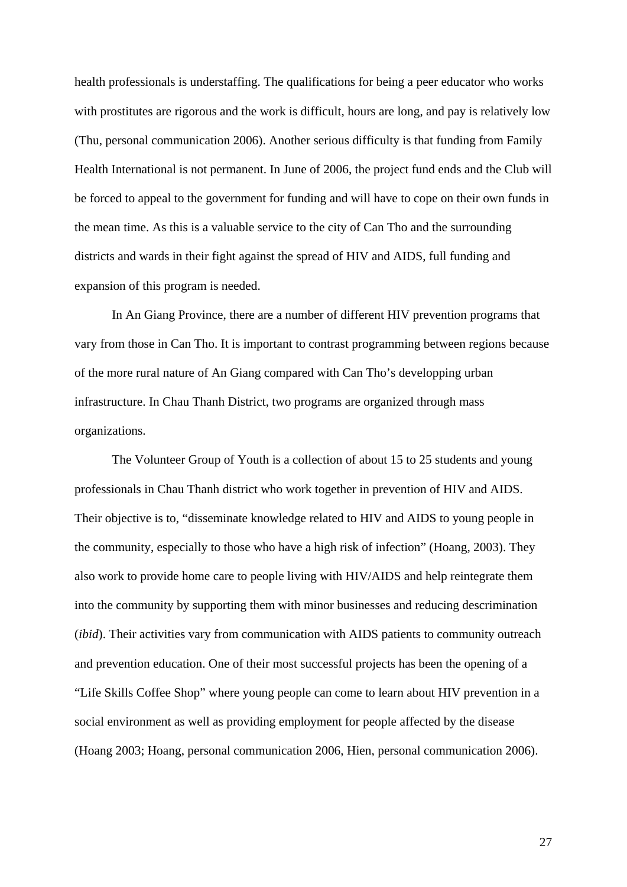health professionals is understaffing. The qualifications for being a peer educator who works with prostitutes are rigorous and the work is difficult, hours are long, and pay is relatively low (Thu, personal communication 2006). Another serious difficulty is that funding from Family Health International is not permanent. In June of 2006, the project fund ends and the Club will be forced to appeal to the government for funding and will have to cope on their own funds in the mean time. As this is a valuable service to the city of Can Tho and the surrounding districts and wards in their fight against the spread of HIV and AIDS, full funding and expansion of this program is needed.

In An Giang Province, there are a number of different HIV prevention programs that vary from those in Can Tho. It is important to contrast programming between regions because of the more rural nature of An Giang compared with Can Tho's developping urban infrastructure. In Chau Thanh District, two programs are organized through mass organizations.

The Volunteer Group of Youth is a collection of about 15 to 25 students and young professionals in Chau Thanh district who work together in prevention of HIV and AIDS. Their objective is to, "disseminate knowledge related to HIV and AIDS to young people in the community, especially to those who have a high risk of infection" (Hoang, 2003). They also work to provide home care to people living with HIV/AIDS and help reintegrate them into the community by supporting them with minor businesses and reducing descrimination (*ibid*). Their activities vary from communication with AIDS patients to community outreach and prevention education. One of their most successful projects has been the opening of a "Life Skills Coffee Shop" where young people can come to learn about HIV prevention in a social environment as well as providing employment for people affected by the disease (Hoang 2003; Hoang, personal communication 2006, Hien, personal communication 2006).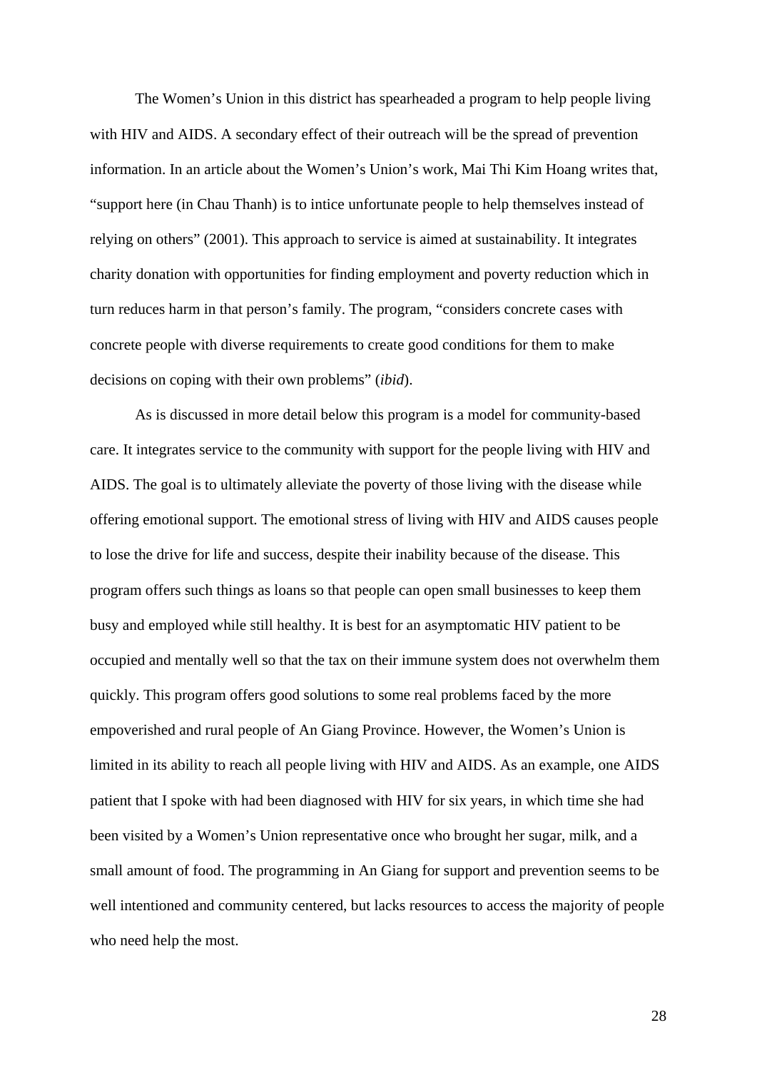The Women's Union in this district has spearheaded a program to help people living with HIV and AIDS. A secondary effect of their outreach will be the spread of prevention information. In an article about the Women's Union's work, Mai Thi Kim Hoang writes that, "support here (in Chau Thanh) is to intice unfortunate people to help themselves instead of relying on others" (2001). This approach to service is aimed at sustainability. It integrates charity donation with opportunities for finding employment and poverty reduction which in turn reduces harm in that person's family. The program, "considers concrete cases with concrete people with diverse requirements to create good conditions for them to make decisions on coping with their own problems" (*ibid*).

As is discussed in more detail below this program is a model for community-based care. It integrates service to the community with support for the people living with HIV and AIDS. The goal is to ultimately alleviate the poverty of those living with the disease while offering emotional support. The emotional stress of living with HIV and AIDS causes people to lose the drive for life and success, despite their inability because of the disease. This program offers such things as loans so that people can open small businesses to keep them busy and employed while still healthy. It is best for an asymptomatic HIV patient to be occupied and mentally well so that the tax on their immune system does not overwhelm them quickly. This program offers good solutions to some real problems faced by the more empoverished and rural people of An Giang Province. However, the Women's Union is limited in its ability to reach all people living with HIV and AIDS. As an example, one AIDS patient that I spoke with had been diagnosed with HIV for six years, in which time she had been visited by a Women's Union representative once who brought her sugar, milk, and a small amount of food. The programming in An Giang for support and prevention seems to be well intentioned and community centered, but lacks resources to access the majority of people who need help the most.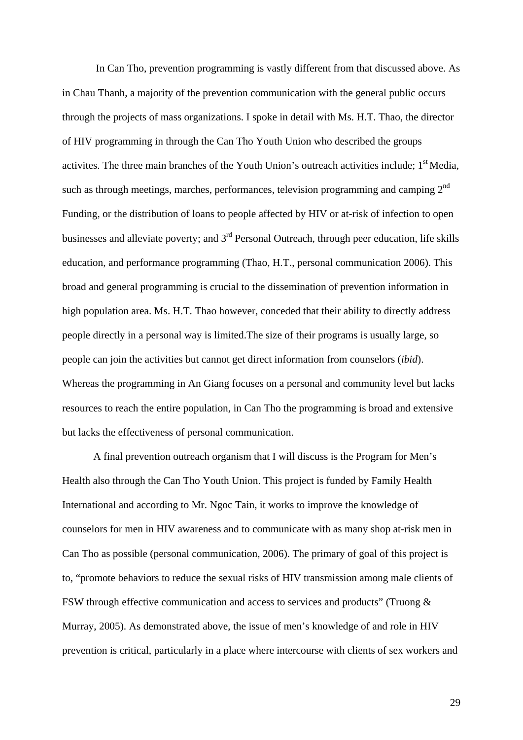In Can Tho, prevention programming is vastly different from that discussed above. As in Chau Thanh, a majority of the prevention communication with the general public occurs through the projects of mass organizations. I spoke in detail with Ms. H.T. Thao, the director of HIV programming in through the Can Tho Youth Union who described the groups activites. The three main branches of the Youth Union's outreach activities include; 1st Media, such as through meetings, marches, performances, television programming and camping 2nd Funding, or the distribution of loans to people affected by HIV or at-risk of infection to open businesses and alleviate poverty; and 3rd Personal Outreach, through peer education, life skills education, and performance programming (Thao, H.T., personal communication 2006). This broad and general programming is crucial to the dissemination of prevention information in high population area. Ms. H.T. Thao however, conceded that their ability to directly address people directly in a personal way is limited.The size of their programs is usually large, so people can join the activities but cannot get direct information from counselors (*ibid*). Whereas the programming in An Giang focuses on a personal and community level but lacks resources to reach the entire population, in Can Tho the programming is broad and extensive but lacks the effectiveness of personal communication.

A final prevention outreach organism that I will discuss is the Program for Men's Health also through the Can Tho Youth Union. This project is funded by Family Health International and according to Mr. Ngoc Tain, it works to improve the knowledge of counselors for men in HIV awareness and to communicate with as many shop at-risk men in Can Tho as possible (personal communication, 2006). The primary of goal of this project is to, "promote behaviors to reduce the sexual risks of HIV transmission among male clients of FSW through effective communication and access to services and products" (Truong & Murray, 2005). As demonstrated above, the issue of men's knowledge of and role in HIV prevention is critical, particularly in a place where intercourse with clients of sex workers and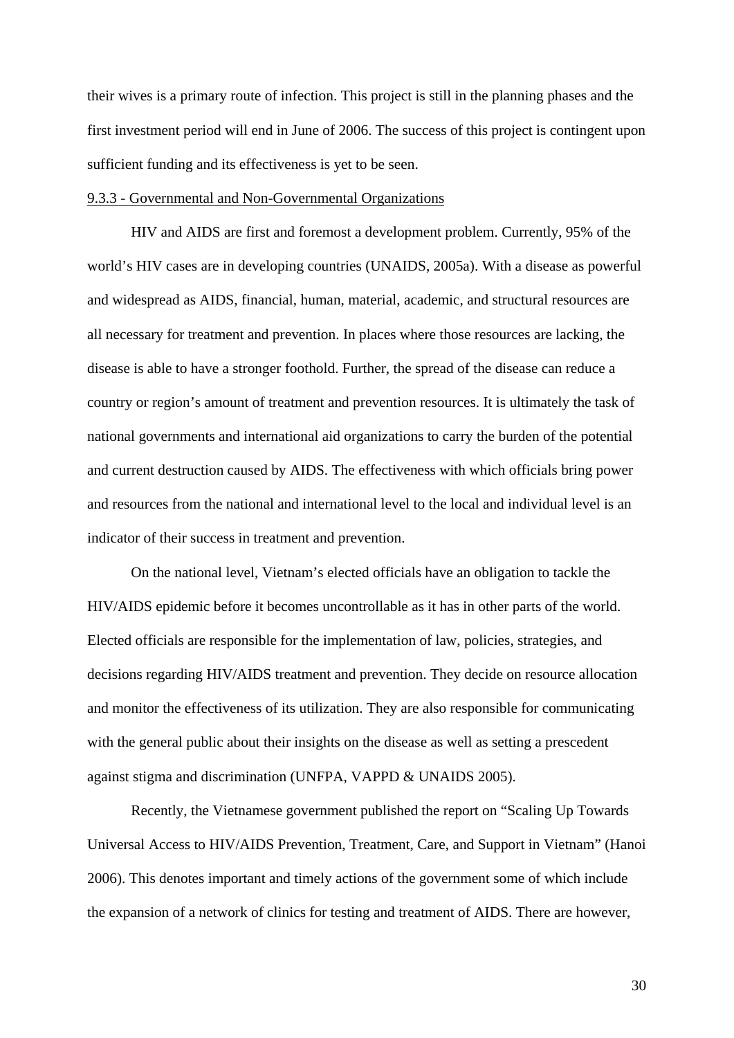their wives is a primary route of infection. This project is still in the planning phases and the first investment period will end in June of 2006. The success of this project is contingent upon sufficient funding and its effectiveness is yet to be seen.

<u>9.3.3 - Governmental and Non-Governmental Organizations</u>

HIV and AIDS are first and foremost a development problem. Currently, 95% of the world's HIV cases are in developing countries (UNAIDS, 2005a). With a disease as powerful and widespread as AIDS, financial, human, material, academic, and structural resources are all necessary for treatment and prevention. In places where those resources are lacking, the disease is able to have a stronger foothold. Further, the spread of the disease can reduce a country or region's amount of treatment and prevention resources. It is ultimately the task of national governments and international aid organizations to carry the burden of the potential and current destruction caused by AIDS. The effectiveness with which officials bring power and resources from the national and international level to the local and individual level is an indicator of their success in treatment and prevention.

On the national level, Vietnam's elected officials have an obligation to tackle the HIV/AIDS epidemic before it becomes uncontrollable as it has in other parts of the world. Elected officials are responsible for the implementation of law, policies, strategies, and decisions regarding HIV/AIDS treatment and prevention. They decide on resource allocation and monitor the effectiveness of its utilization. They are also responsible for communicating with the general public about their insights on the disease as well as setting a prescedent against stigma and discrimination (UNFPA, VAPPD & UNAIDS 2005).

Recently, the Vietnamese government published the report on "Scaling Up Towards Universal Access to HIV/AIDS Prevention, Treatment, Care, and Support in Vietnam" (Hanoi 2006). This denotes important and timely actions of the government some of which include the expansion of a network of clinics for testing and treatment of AIDS. There are however,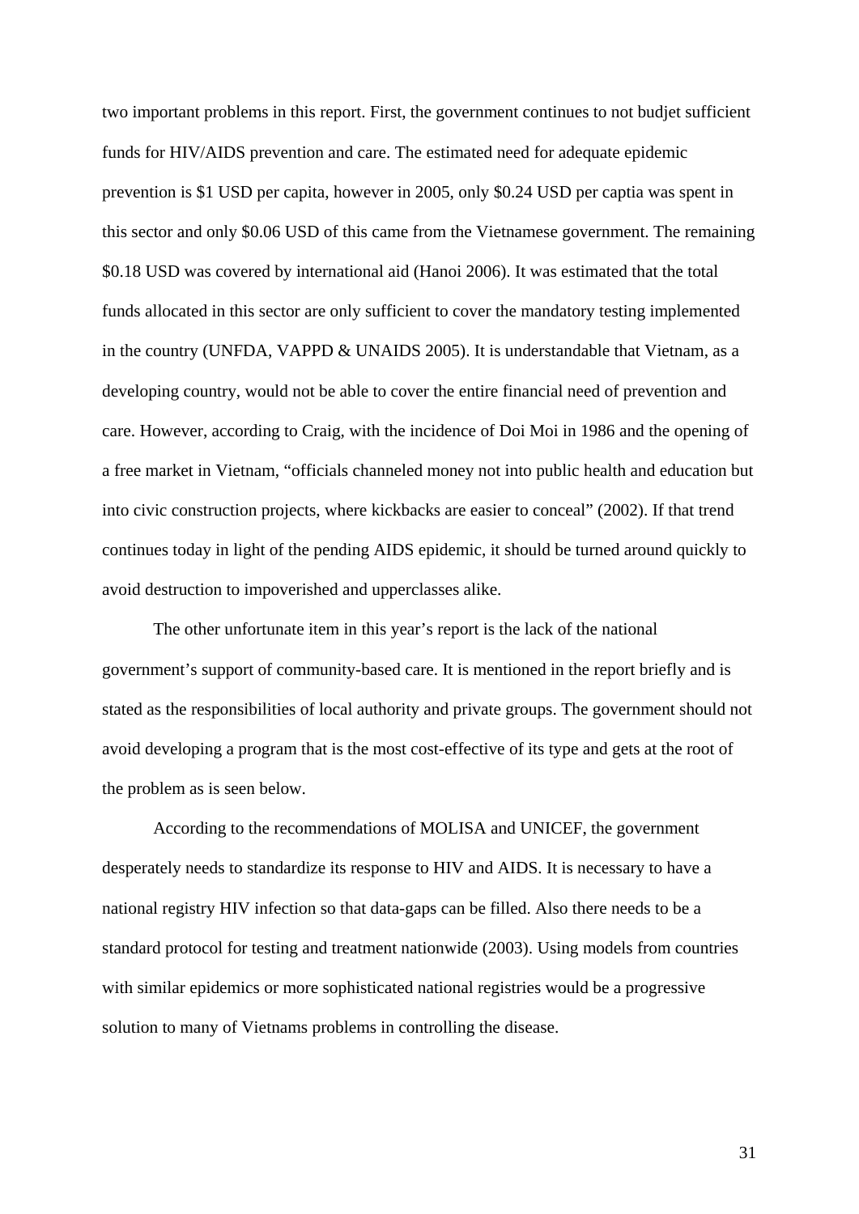two important problems in this report. First, the government continues to not budjet sufficient funds for HIV/AIDS prevention and care. The estimated need for adequate epidemic prevention is $1 USD per capita, however in 2005, only $0.24 USD per captia was spent in this sector and only $0.06 USD of this came from the Vietnamese government. The remaining $0.18 USD was covered by international aid (Hanoi 2006). It was estimated that the total funds allocated in this sector are only sufficient to cover the mandatory testing implemented in the country (UNFDA, VAPPD & UNAIDS 2005). It is understandable that Vietnam, as a developing country, would not be able to cover the entire financial need of prevention and care. However, according to Craig, with the incidence of Doi Moi in 1986 and the opening of a free market in Vietnam, "officials channeled money not into public health and education but into civic construction projects, where kickbacks are easier to conceal" (2002). If that trend continues today in light of the pending AIDS epidemic, it should be turned around quickly to avoid destruction to impoverished and upperclasses alike.

The other unfortunate item in this year's report is the lack of the national government's support of community-based care. It is mentioned in the report briefly and is stated as the responsibilities of local authority and private groups. The government should not avoid developing a program that is the most cost-effective of its type and gets at the root of the problem as is seen below.

According to the recommendations of MOLISA and UNICEF, the government desperately needs to standardize its response to HIV and AIDS. It is necessary to have a national registry HIV infection so that data-gaps can be filled. Also there needs to be a standard protocol for testing and treatment nationwide (2003). Using models from countries with similar epidemics or more sophisticated national registries would be a progressive solution to many of Vietnams problems in controlling the disease.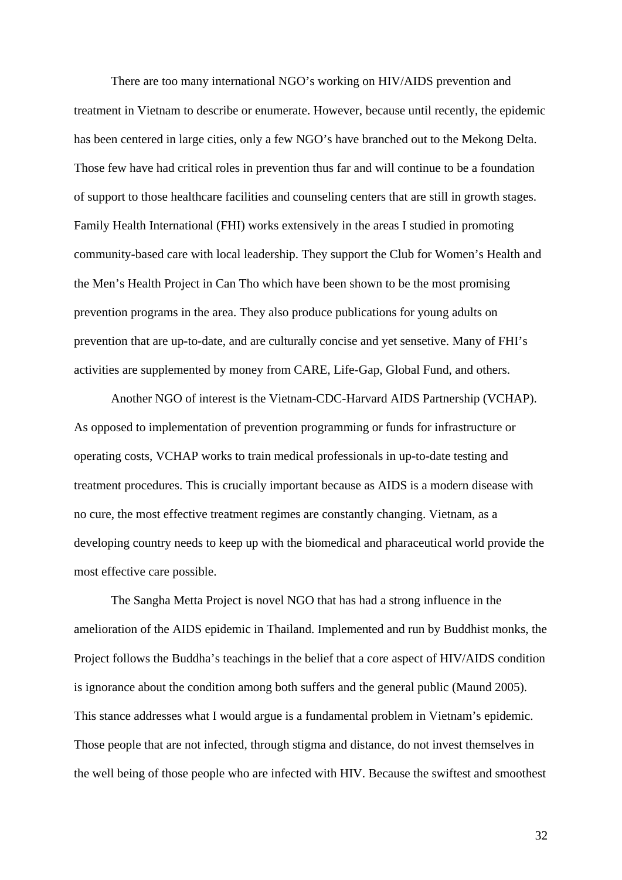There are too many international NGO's working on HIV/AIDS prevention and treatment in Vietnam to describe or enumerate. However, because until recently, the epidemic has been centered in large cities, only a few NGO's have branched out to the Mekong Delta. Those few have had critical roles in prevention thus far and will continue to be a foundation of support to those healthcare facilities and counseling centers that are still in growth stages. Family Health International (FHI) works extensively in the areas I studied in promoting community-based care with local leadership. They support the Club for Women's Health and the Men's Health Project in Can Tho which have been shown to be the most promising prevention programs in the area. They also produce publications for young adults on prevention that are up-to-date, and are culturally concise and yet sensetive. Many of FHI's activities are supplemented by money from CARE, Life-Gap, Global Fund, and others.

Another NGO of interest is the Vietnam-CDC-Harvard AIDS Partnership (VCHAP). As opposed to implementation of prevention programming or funds for infrastructure or operating costs, VCHAP works to train medical professionals in up-to-date testing and treatment procedures. This is crucially important because as AIDS is a modern disease with no cure, the most effective treatment regimes are constantly changing. Vietnam, as a developing country needs to keep up with the biomedical and pharaceutical world provide the most effective care possible.

The Sangha Metta Project is novel NGO that has had a strong influence in the amelioration of the AIDS epidemic in Thailand. Implemented and run by Buddhist monks, the Project follows the Buddha's teachings in the belief that a core aspect of HIV/AIDS condition is ignorance about the condition among both suffers and the general public (Maund 2005). This stance addresses what I would argue is a fundamental problem in Vietnam's epidemic. Those people that are not infected, through stigma and distance, do not invest themselves in the well being of those people who are infected with HIV. Because the swiftest and smoothest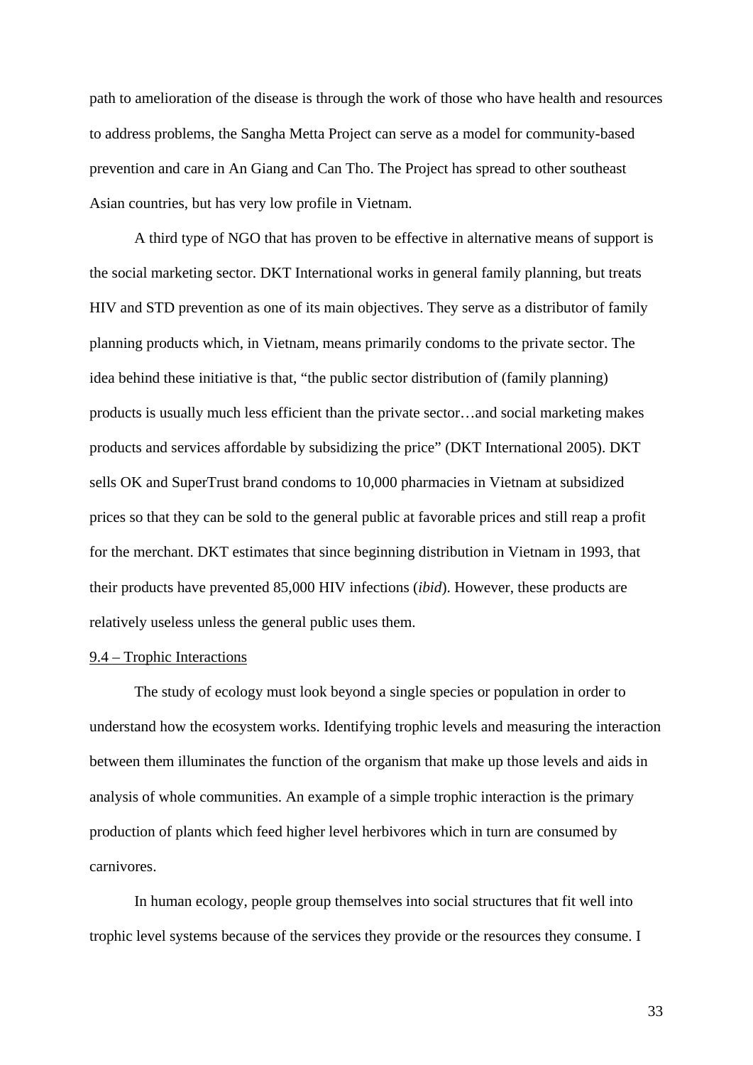path to amelioration of the disease is through the work of those who have health and resources to address problems, the Sangha Metta Project can serve as a model for community-based prevention and care in An Giang and Can Tho. The Project has spread to other southeast Asian countries, but has very low profile in Vietnam.

A third type of NGO that has proven to be effective in alternative means of support is the social marketing sector. DKT International works in general family planning, but treats HIV and STD prevention as one of its main objectives. They serve as a distributor of family planning products which, in Vietnam, means primarily condoms to the private sector. The idea behind these initiative is that, "the public sector distribution of (family planning) products is usually much less efficient than the private sector…and social marketing makes products and services affordable by subsidizing the price" (DKT International 2005). DKT sells OK and SuperTrust brand condoms to 10,000 pharmacies in Vietnam at subsidized prices so that they can be sold to the general public at favorable prices and still reap a profit for the merchant. DKT estimates that since beginning distribution in Vietnam in 1993, that their products have prevented 85,000 HIV infections (*ibid*). However, these products are relatively useless unless the general public uses them.

9.4 – Trophic Interactions

The study of ecology must look beyond a single species or population in order to understand how the ecosystem works. Identifying trophic levels and measuring the interaction between them illuminates the function of the organism that make up those levels and aids in analysis of whole communities. An example of a simple trophic interaction is the primary production of plants which feed higher level herbivores which in turn are consumed by carnivores.

In human ecology, people group themselves into social structures that fit well into trophic level systems because of the services they provide or the resources they consume. I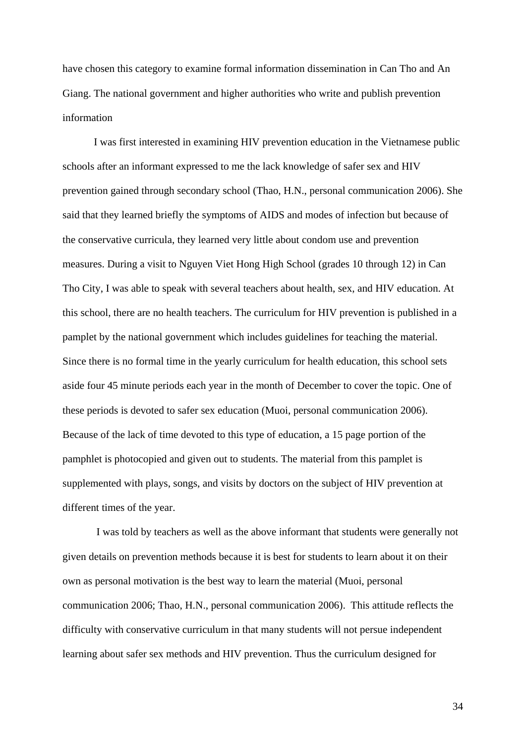have chosen this category to examine formal information dissemination in Can Tho and An Giang. The national government and higher authorities who write and publish prevention information

I was first interested in examining HIV prevention education in the Vietnamese public schools after an informant expressed to me the lack knowledge of safer sex and HIV prevention gained through secondary school (Thao, H.N., personal communication 2006). She said that they learned briefly the symptoms of AIDS and modes of infection but because of the conservative curricula, they learned very little about condom use and prevention measures. During a visit to Nguyen Viet Hong High School (grades 10 through 12) in Can Tho City, I was able to speak with several teachers about health, sex, and HIV education. At this school, there are no health teachers. The curriculum for HIV prevention is published in a pamplet by the national government which includes guidelines for teaching the material. Since there is no formal time in the yearly curriculum for health education, this school sets aside four 45 minute periods each year in the month of December to cover the topic. One of these periods is devoted to safer sex education (Muoi, personal communication 2006). Because of the lack of time devoted to this type of education, a 15 page portion of the pamphlet is photocopied and given out to students. The material from this pamplet is supplemented with plays, songs, and visits by doctors on the subject of HIV prevention at different times of the year.

I was told by teachers as well as the above informant that students were generally not given details on prevention methods because it is best for students to learn about it on their own as personal motivation is the best way to learn the material (Muoi, personal communication 2006; Thao, H.N., personal communication 2006). This attitude reflects the difficulty with conservative curriculum in that many students will not persue independent learning about safer sex methods and HIV prevention. Thus the curriculum designed for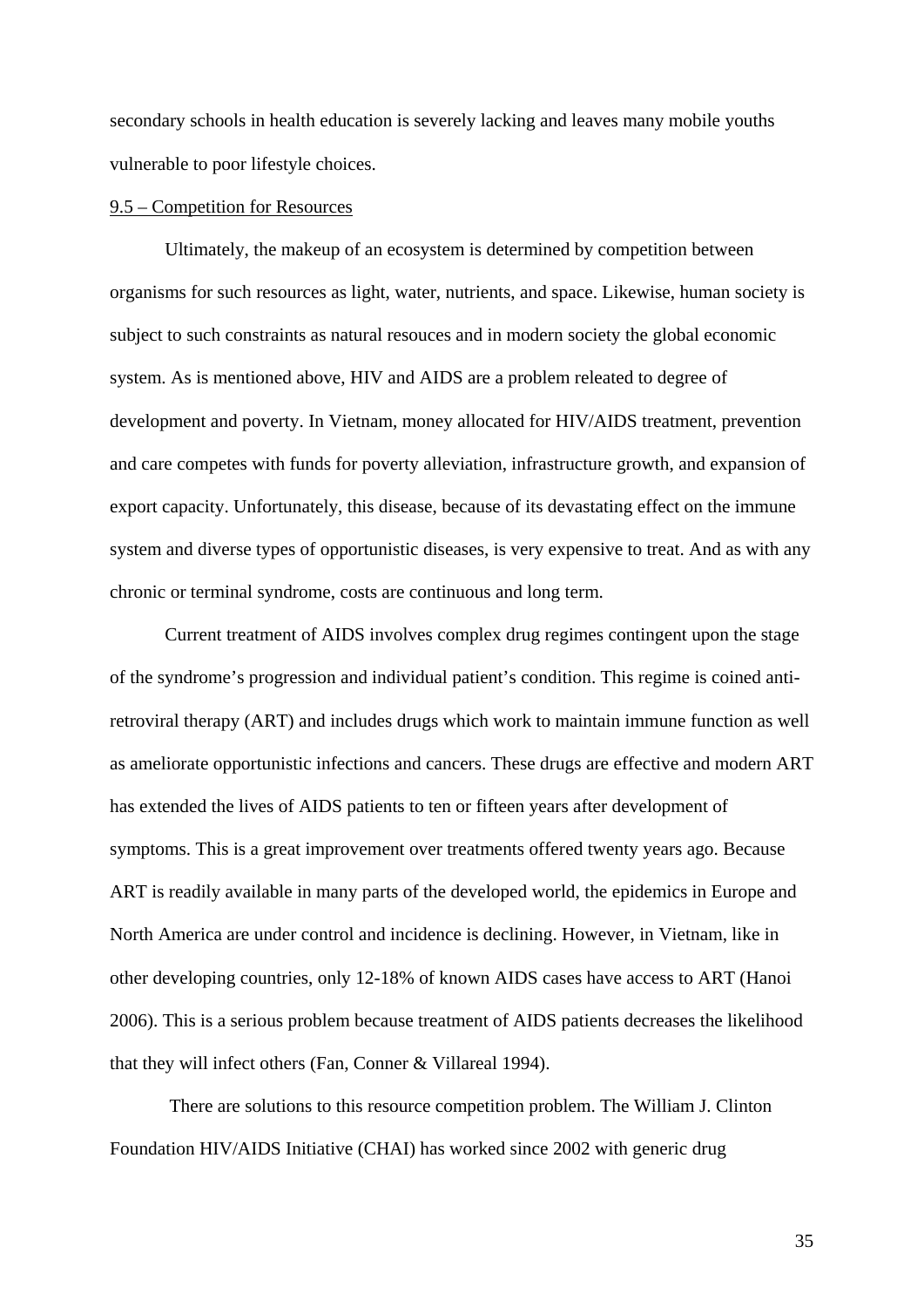secondary schools in health education is severely lacking and leaves many mobile youths vulnerable to poor lifestyle choices.

9.5 – Competition for Resources

Ultimately, the makeup of an ecosystem is determined by competition between organisms for such resources as light, water, nutrients, and space. Likewise, human society is subject to such constraints as natural resouces and in modern society the global economic system. As is mentioned above, HIV and AIDS are a problem releated to degree of development and poverty. In Vietnam, money allocated for HIV/AIDS treatment, prevention and care competes with funds for poverty alleviation, infrastructure growth, and expansion of export capacity. Unfortunately, this disease, because of its devastating effect on the immune system and diverse types of opportunistic diseases, is very expensive to treat. And as with any chronic or terminal syndrome, costs are continuous and long term.

Current treatment of AIDS involves complex drug regimes contingent upon the stage of the syndrome's progression and individual patient's condition. This regime is coined anti-retroviral therapy (ART) and includes drugs which work to maintain immune function as well as ameliorate opportunistic infections and cancers. These drugs are effective and modern ART has extended the lives of AIDS patients to ten or fifteen years after development of symptoms. This is a great improvement over treatments offered twenty years ago. Because ART is readily available in many parts of the developed world, the epidemics in Europe and North America are under control and incidence is declining. However, in Vietnam, like in other developing countries, only 12-18% of known AIDS cases have access to ART (Hanoi 2006). This is a serious problem because treatment of AIDS patients decreases the likelihood that they will infect others (Fan, Conner & Villareal 1994).

There are solutions to this resource competition problem. The William J. Clinton Foundation HIV/AIDS Initiative (CHAI) has worked since 2002 with generic drug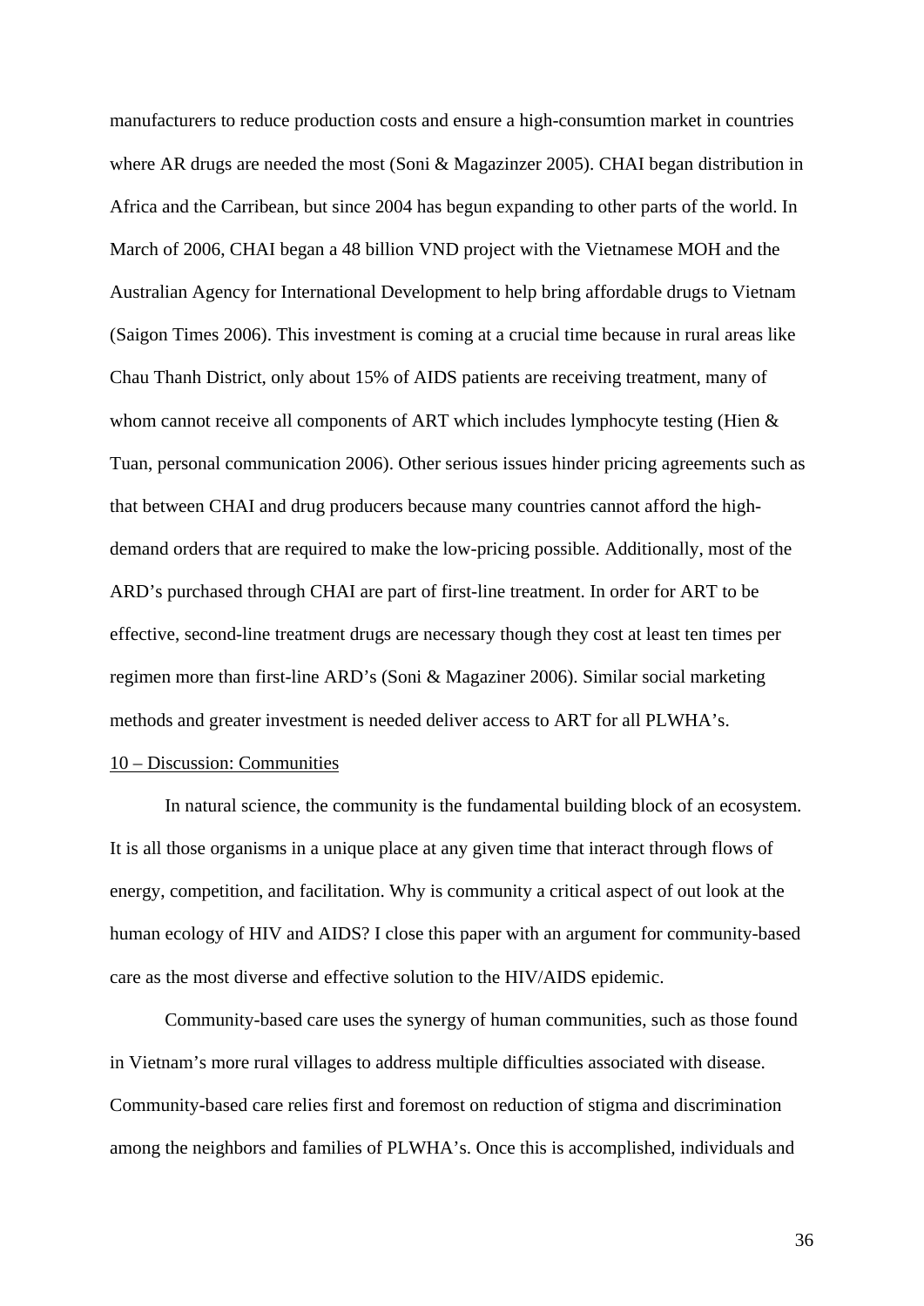manufacturers to reduce production costs and ensure a high-consumtion market in countries where AR drugs are needed the most (Soni & Magazinzer 2005). CHAI began distribution in Africa and the Carribean, but since 2004 has begun expanding to other parts of the world. In March of 2006, CHAI began a 48 billion VND project with the Vietnamese MOH and the Australian Agency for International Development to help bring affordable drugs to Vietnam (Saigon Times 2006). This investment is coming at a crucial time because in rural areas like Chau Thanh District, only about 15% of AIDS patients are receiving treatment, many of whom cannot receive all components of ART which includes lymphocyte testing (Hien & Tuan, personal communication 2006). Other serious issues hinder pricing agreements such as that between CHAI and drug producers because many countries cannot afford the high-demand orders that are required to make the low-pricing possible. Additionally, most of the ARD's purchased through CHAI are part of first-line treatment. In order for ART to be effective, second-line treatment drugs are necessary though they cost at least ten times per regimen more than first-line ARD's (Soni & Magaziner 2006). Similar social marketing methods and greater investment is needed deliver access to ART for all PLWHA's.

## 10 – Discussion: Communities

In natural science, the community is the fundamental building block of an ecosystem. It is all those organisms in a unique place at any given time that interact through flows of energy, competition, and facilitation. Why is community a critical aspect of out look at the human ecology of HIV and AIDS? I close this paper with an argument for community-based care as the most diverse and effective solution to the HIV/AIDS epidemic.

Community-based care uses the synergy of human communities, such as those found in Vietnam's more rural villages to address multiple difficulties associated with disease. Community-based care relies first and foremost on reduction of stigma and discrimination among the neighbors and families of PLWHA's. Once this is accomplished, individuals and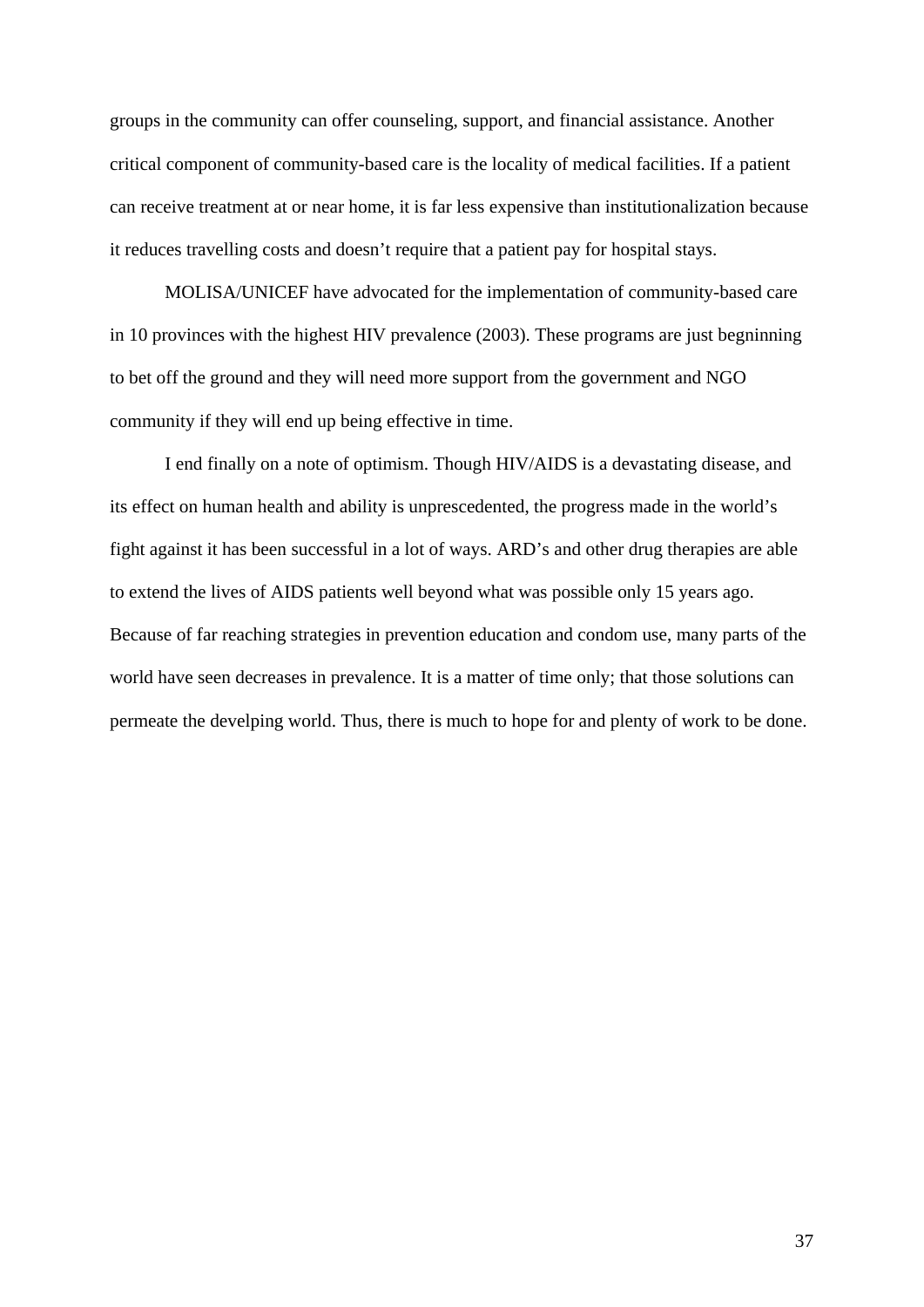groups in the community can offer counseling, support, and financial assistance. Another critical component of community-based care is the locality of medical facilities. If a patient can receive treatment at or near home, it is far less expensive than institutionalization because it reduces travelling costs and doesn't require that a patient pay for hospital stays.

MOLISA/UNICEF have advocated for the implementation of community-based care in 10 provinces with the highest HIV prevalence (2003). These programs are just begninning to bet off the ground and they will need more support from the government and NGO community if they will end up being effective in time.

I end finally on a note of optimism. Though HIV/AIDS is a devastating disease, and its effect on human health and ability is unprescedented, the progress made in the world's fight against it has been successful in a lot of ways. ARD's and other drug therapies are able to extend the lives of AIDS patients well beyond what was possible only 15 years ago. Because of far reaching strategies in prevention education and condom use, many parts of the world have seen decreases in prevalence. It is a matter of time only; that those solutions can permeate the develping world. Thus, there is much to hope for and plenty of work to be done.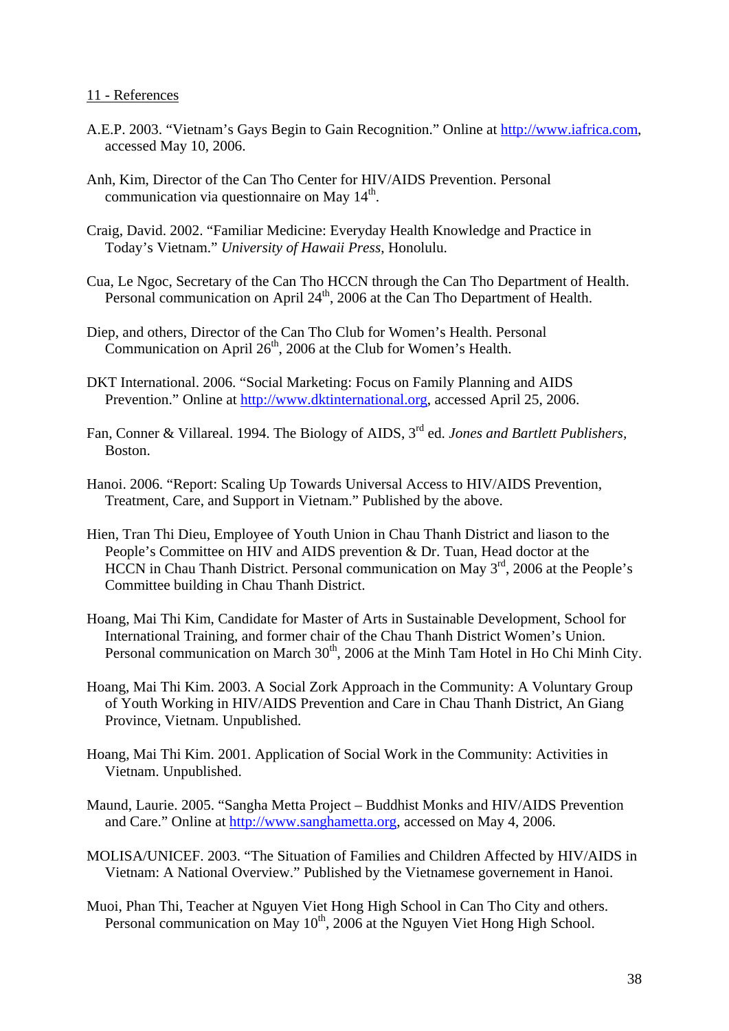11 - References

A.E.P. 2003. "Vietnam's Gays Begin to Gain Recognition." Online at http://www.iafrica.com, accessed May 10, 2006.

Anh, Kim, Director of the Can Tho Center for HIV/AIDS Prevention. Personal communication via questionnaire on May 14th.

Craig, David. 2002. "Familiar Medicine: Everyday Health Knowledge and Practice in Today's Vietnam." *University of Hawaii Press*, Honolulu.

Cua, Le Ngoc, Secretary of the Can Tho HCCN through the Can Tho Department of Health. Personal communication on April 24th, 2006 at the Can Tho Department of Health.

Diep, and others, Director of the Can Tho Club for Women's Health. Personal Communication on April 26th, 2006 at the Club for Women's Health.

DKT International. 2006. "Social Marketing: Focus on Family Planning and AIDS Prevention." Online at http://www.dktinternational.org, accessed April 25, 2006.

Fan, Conner & Villareal. 1994. The Biology of AIDS, 3rd ed. *Jones and Bartlett Publishers*, Boston.

Hanoi. 2006. "Report: Scaling Up Towards Universal Access to HIV/AIDS Prevention, Treatment, Care, and Support in Vietnam." Published by the above.

Hien, Tran Thi Dieu, Employee of Youth Union in Chau Thanh District and liason to the People's Committee on HIV and AIDS prevention & Dr. Tuan, Head doctor at the HCCN in Chau Thanh District. Personal communication on May 3rd, 2006 at the People's Committee building in Chau Thanh District.

Hoang, Mai Thi Kim, Candidate for Master of Arts in Sustainable Development, School for International Training, and former chair of the Chau Thanh District Women's Union. Personal communication on March 30th, 2006 at the Minh Tam Hotel in Ho Chi Minh City.

Hoang, Mai Thi Kim. 2003. A Social Zork Approach in the Community: A Voluntary Group of Youth Working in HIV/AIDS Prevention and Care in Chau Thanh District, An Giang Province, Vietnam. Unpublished.

Hoang, Mai Thi Kim. 2001. Application of Social Work in the Community: Activities in Vietnam. Unpublished.

Maund, Laurie. 2005. "Sangha Metta Project – Buddhist Monks and HIV/AIDS Prevention and Care." Online at http://www.sanghametta.org, accessed on May 4, 2006.

MOLISA/UNICEF. 2003. "The Situation of Families and Children Affected by HIV/AIDS in Vietnam: A National Overview." Published by the Vietnamese governement in Hanoi.

Muoi, Phan Thi, Teacher at Nguyen Viet Hong High School in Can Tho City and others. Personal communication on May 10th, 2006 at the Nguyen Viet Hong High School.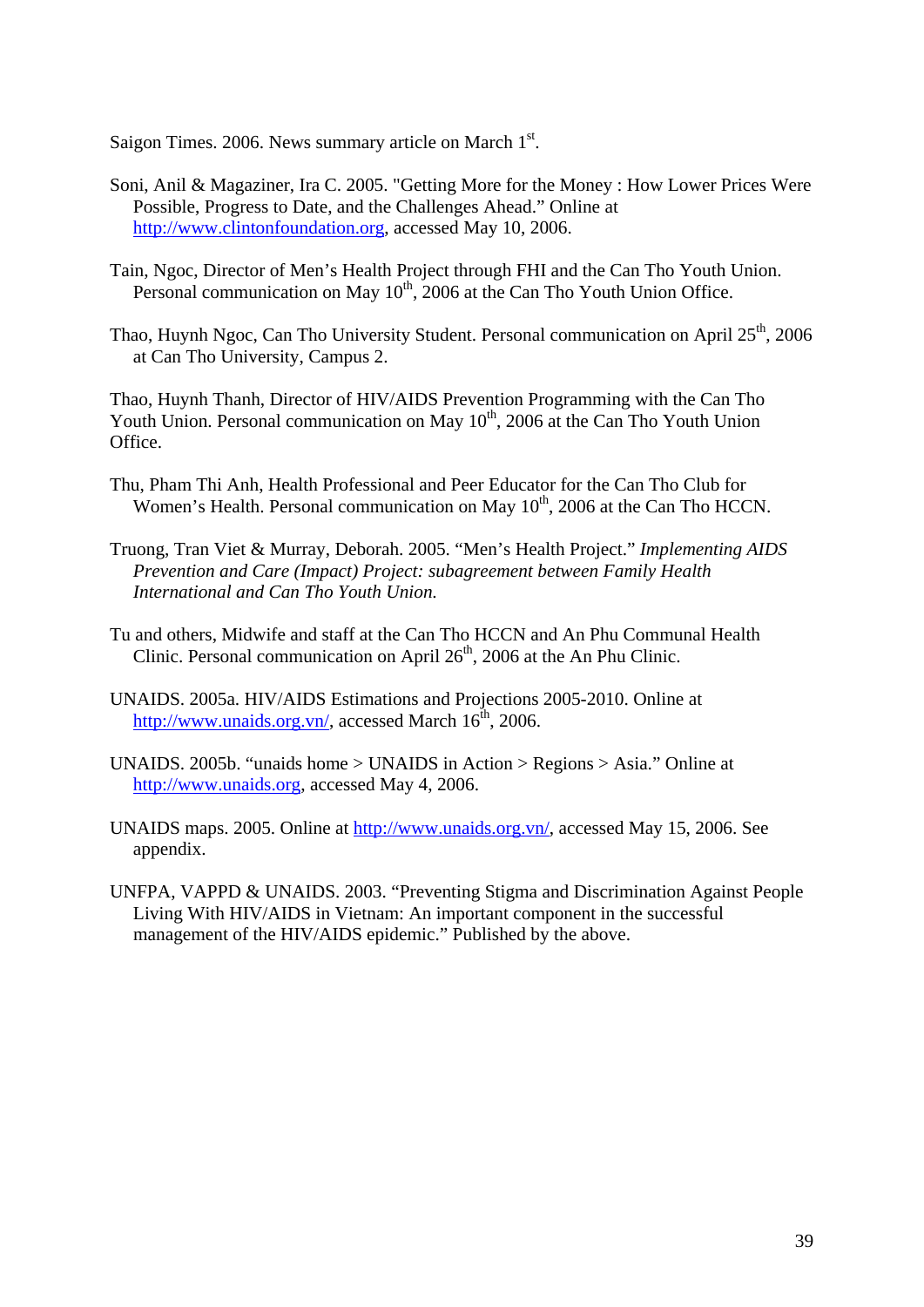Saigon Times. 2006. News summary article on March 1st.

Soni, Anil & Magaziner, Ira C. 2005. "Getting More for the Money : How Lower Prices Were Possible, Progress to Date, and the Challenges Ahead." Online at http://www.clintonfoundation.org, accessed May 10, 2006.

Tain, Ngoc, Director of Men's Health Project through FHI and the Can Tho Youth Union. Personal communication on May 10th, 2006 at the Can Tho Youth Union Office.

Thao, Huynh Ngoc, Can Tho University Student. Personal communication on April 25th, 2006 at Can Tho University, Campus 2.

Thao, Huynh Thanh, Director of HIV/AIDS Prevention Programming with the Can Tho Youth Union. Personal communication on May 10th, 2006 at the Can Tho Youth Union Office.

Thu, Pham Thi Anh, Health Professional and Peer Educator for the Can Tho Club for Women's Health. Personal communication on May 10th, 2006 at the Can Tho HCCN.

Truong, Tran Viet & Murray, Deborah. 2005. "Men's Health Project." *Implementing AIDS Prevention and Care (Impact) Project: subagreement between Family Health International and Can Tho Youth Union.*

Tu and others, Midwife and staff at the Can Tho HCCN and An Phu Communal Health Clinic. Personal communication on April 26th, 2006 at the An Phu Clinic.

UNAIDS. 2005a. HIV/AIDS Estimations and Projections 2005-2010. Online at http://www.unaids.org.vn/, accessed March 16th, 2006.

UNAIDS. 2005b. "unaids home > UNAIDS in Action > Regions > Asia." Online at http://www.unaids.org, accessed May 4, 2006.

UNAIDS maps. 2005. Online at http://www.unaids.org.vn/, accessed May 15, 2006. See appendix.

UNFPA, VAPPD & UNAIDS. 2003. "Preventing Stigma and Discrimination Against People Living With HIV/AIDS in Vietnam: An important component in the successful management of the HIV/AIDS epidemic." Published by the above.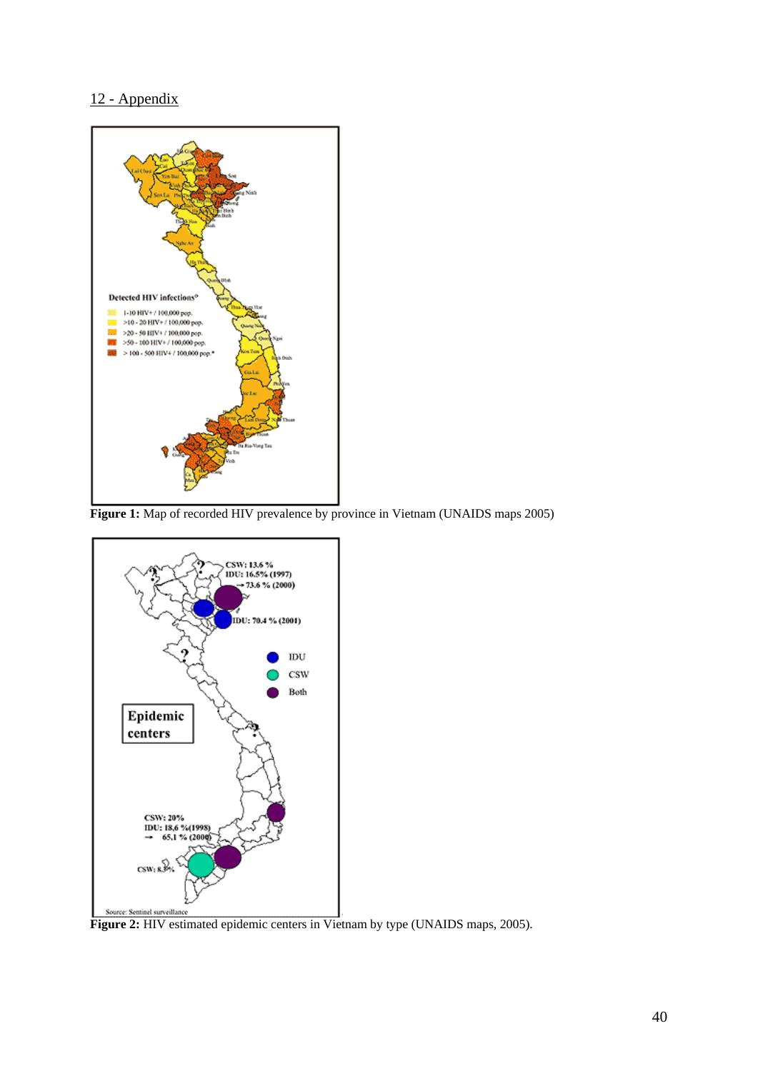12 - Appendix

Detected HIV infections°

1-10 HIV+ / 100,000 pop.

>10 - 20 HIV+ / 100,000 pop.

>20 - 50 HIV+ / 100,000 pop.

>50 - 100 HIV+ / 100,000 pop.

> 100 - 500 HIV+ / 100,000 pop.*

**Figure 1:** Map of recorded HIV prevalence by province in Vietnam (UNAIDS maps 2005)

CSW: 13.6 %

IDU: 16.5% (1997)

→ 73.6 % (2000)

IDU: 70.4 % (2001)

IDU

CSW

Both

Epidemic centers

CSW: 20%

IDU: 18,6 %(1998)

→ 65,1 % (2000)

CSW: 8.3%

Source: Sentinel surveillance

**Figure 2:** HIV estimated epidemic centers in Vietnam by type (UNAIDS maps, 2005).